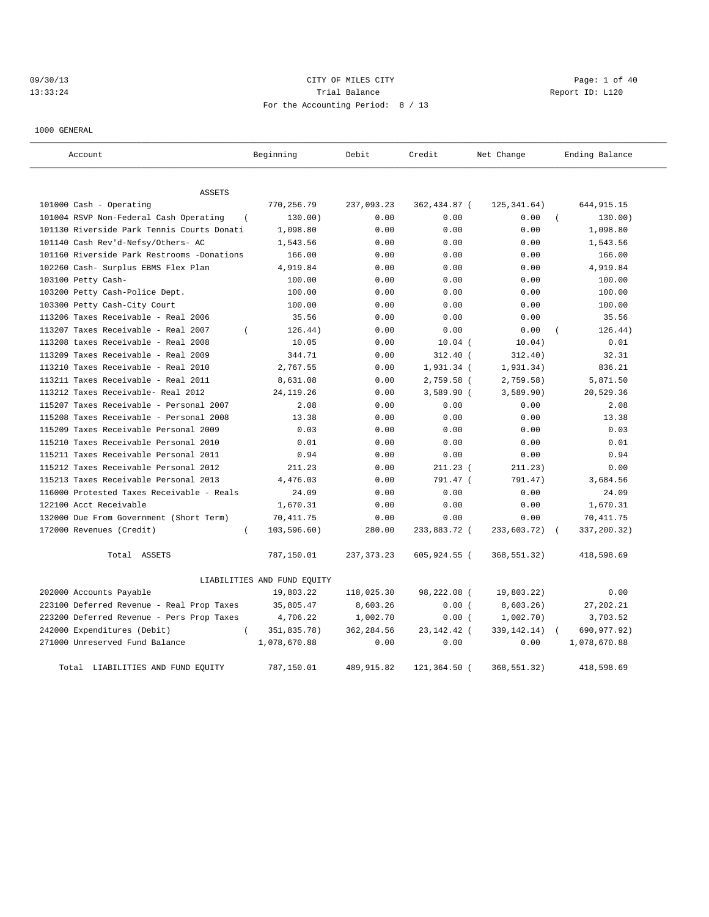09/30/13 CITY OF MILES CITY
13:33:24 Trial Balance Report ID: L120
For the Accounting Period: 8 / 13

1000 GENERAL

| Account | Beginning | Debit | Credit | Net Change | Ending Balance |
|---|---|---|---|---|---|
| ASSETS | | | | | |
| 101000 Cash - Operating | 770,256.79 | 237,093.23 | 362,434.87 | ( 125,341.64) | 644,915.15 |
| 101004 RSVP Non-Federal Cash Operating | ( 130.00) | 0.00 | 0.00 | 0.00 | ( 130.00) |
| 101130 Riverside Park Tennis Courts Donati | 1,098.80 | 0.00 | 0.00 | 0.00 | 1,098.80 |
| 101140 Cash Rev'd-Nefsy/Others- AC | 1,543.56 | 0.00 | 0.00 | 0.00 | 1,543.56 |
| 101160 Riverside Park Restrooms -Donations | 166.00 | 0.00 | 0.00 | 0.00 | 166.00 |
| 102260 Cash- Surplus EBMS Flex Plan | 4,919.84 | 0.00 | 0.00 | 0.00 | 4,919.84 |
| 103100 Petty Cash- | 100.00 | 0.00 | 0.00 | 0.00 | 100.00 |
| 103200 Petty Cash-Police Dept. | 100.00 | 0.00 | 0.00 | 0.00 | 100.00 |
| 103300 Petty Cash-City Court | 100.00 | 0.00 | 0.00 | 0.00 | 100.00 |
| 113206 Taxes Receivable - Real 2006 | 35.56 | 0.00 | 0.00 | 0.00 | 35.56 |
| 113207 Taxes Receivable - Real 2007 | ( 126.44) | 0.00 | 0.00 | 0.00 | ( 126.44) |
| 113208 taxes Receivable - Real 2008 | 10.05 | 0.00 | 10.04 | ( 10.04) | 0.01 |
| 113209 Taxes Receivable - Real 2009 | 344.71 | 0.00 | 312.40 | ( 312.40) | 32.31 |
| 113210 Taxes Receivable - Real 2010 | 2,767.55 | 0.00 | 1,931.34 | ( 1,931.34) | 836.21 |
| 113211 Taxes Receivable - Real 2011 | 8,631.08 | 0.00 | 2,759.58 | ( 2,759.58) | 5,871.50 |
| 113212 Taxes Receivable- Real 2012 | 24,119.26 | 0.00 | 3,589.90 | ( 3,589.90) | 20,529.36 |
| 115207 Taxes Receivable - Personal 2007 | 2.08 | 0.00 | 0.00 | 0.00 | 2.08 |
| 115208 Taxes Receivable - Personal 2008 | 13.38 | 0.00 | 0.00 | 0.00 | 13.38 |
| 115209 Taxes Receivable Personal 2009 | 0.03 | 0.00 | 0.00 | 0.00 | 0.03 |
| 115210 Taxes Receivable Personal 2010 | 0.01 | 0.00 | 0.00 | 0.00 | 0.01 |
| 115211 Taxes Receivable Personal 2011 | 0.94 | 0.00 | 0.00 | 0.00 | 0.94 |
| 115212 Taxes Receivable Personal 2012 | 211.23 | 0.00 | 211.23 | ( 211.23) | 0.00 |
| 115213 Taxes Receivable Personal 2013 | 4,476.03 | 0.00 | 791.47 | ( 791.47) | 3,684.56 |
| 116000 Protested Taxes Receivable - Reals | 24.09 | 0.00 | 0.00 | 0.00 | 24.09 |
| 122100 Acct Receivable | 1,670.31 | 0.00 | 0.00 | 0.00 | 1,670.31 |
| 132000 Due From Government (Short Term) | 70,411.75 | 0.00 | 0.00 | 0.00 | 70,411.75 |
| 172000 Revenues (Credit) | ( 103,596.60) | 280.00 | 233,883.72 | ( 233,603.72) | ( 337,200.32) |
| Total ASSETS | 787,150.01 | 237,373.23 | 605,924.55 | ( 368,551.32) | 418,598.69 |
| LIABILITIES AND FUND EQUITY | | | | | |
| 202000 Accounts Payable | 19,803.22 | 118,025.30 | 98,222.08 | ( 19,803.22) | 0.00 |
| 223100 Deferred Revenue - Real Prop Taxes | 35,805.47 | 8,603.26 | 0.00 | ( 8,603.26) | 27,202.21 |
| 223200 Deferred Revenue - Pers Prop Taxes | 4,706.22 | 1,002.70 | 0.00 | ( 1,002.70) | 3,703.52 |
| 242000 Expenditures (Debit) | ( 351,835.78) | 362,284.56 | 23,142.42 | ( 339,142.14) | ( 690,977.92) |
| 271000 Unreserved Fund Balance | 1,078,670.88 | 0.00 | 0.00 | 0.00 | 1,078,670.88 |
| Total LIABILITIES AND FUND EQUITY | 787,150.01 | 489,915.82 | 121,364.50 | ( 368,551.32) | 418,598.69 |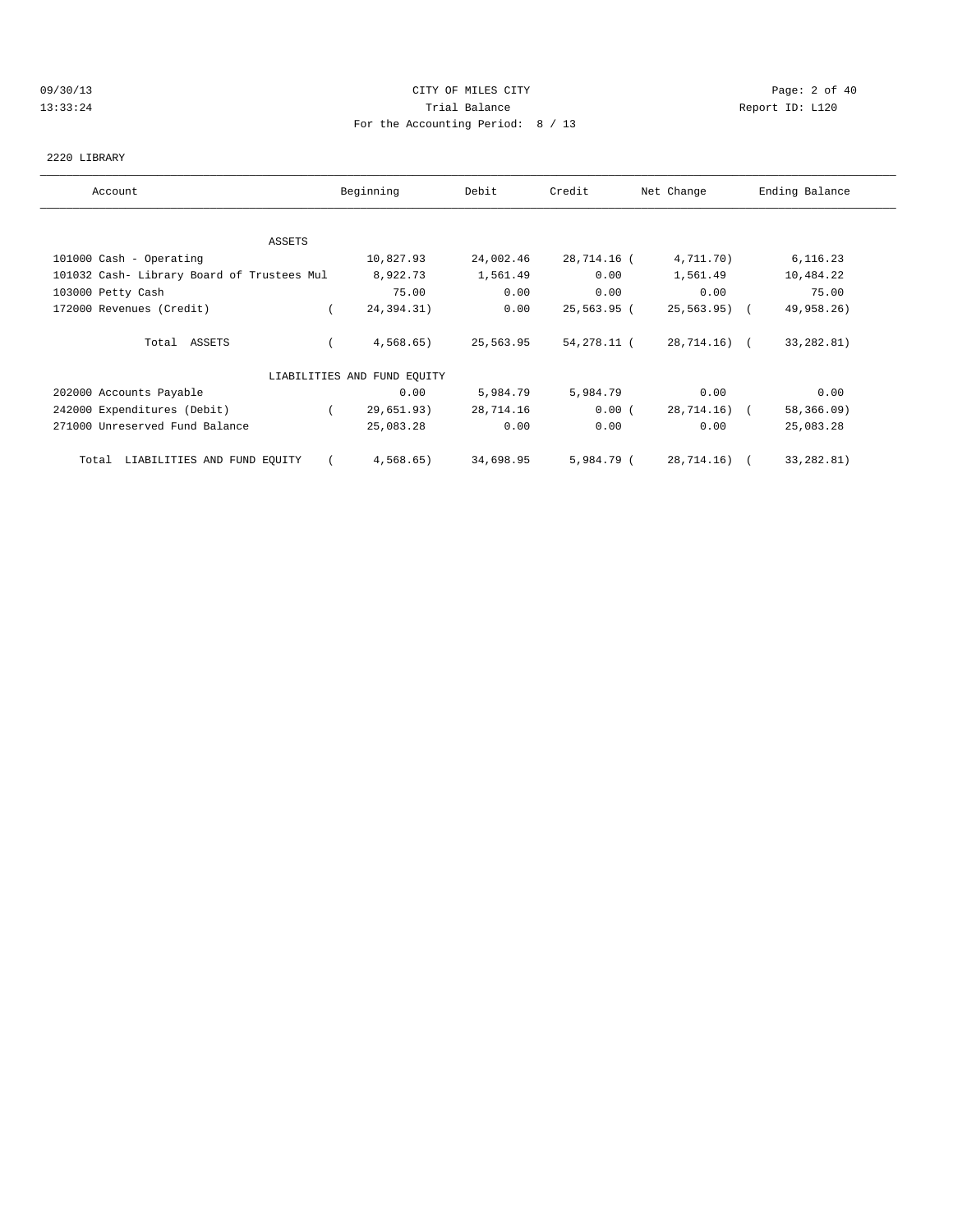09/30/13 CITY OF MILES CITY
13:33:24 Trial Balance Report ID: L120
For the Accounting Period: 8 / 13

2220 LIBRARY

| Account | Beginning | Debit | Credit | Net Change | Ending Balance |
|---|---|---|---|---|---|
| ASSETS | | | | | |
| 101000 Cash - Operating | 10,827.93 | 24,002.46 | 28,714.16 | ( 4,711.70) | 6,116.23 |
| 101032 Cash- Library Board of Trustees Mul | 8,922.73 | 1,561.49 | 0.00 | 1,561.49 | 10,484.22 |
| 103000 Petty Cash | 75.00 | 0.00 | 0.00 | 0.00 | 75.00 |
| 172000 Revenues (Credit) | ( 24,394.31) | 0.00 | 25,563.95 | ( 25,563.95) | ( 49,958.26) |
| Total ASSETS | ( 4,568.65) | 25,563.95 | 54,278.11 | ( 28,714.16) | ( 33,282.81) |
| LIABILITIES AND FUND EQUITY | | | | | |
| 202000 Accounts Payable | 0.00 | 5,984.79 | 5,984.79 | 0.00 | 0.00 |
| 242000 Expenditures (Debit) | ( 29,651.93) | 28,714.16 | 0.00 | ( 28,714.16) | ( 58,366.09) |
| 271000 Unreserved Fund Balance | 25,083.28 | 0.00 | 0.00 | 0.00 | 25,083.28 |
| Total LIABILITIES AND FUND EQUITY | ( 4,568.65) | 34,698.95 | 5,984.79 | ( 28,714.16) | ( 33,282.81) |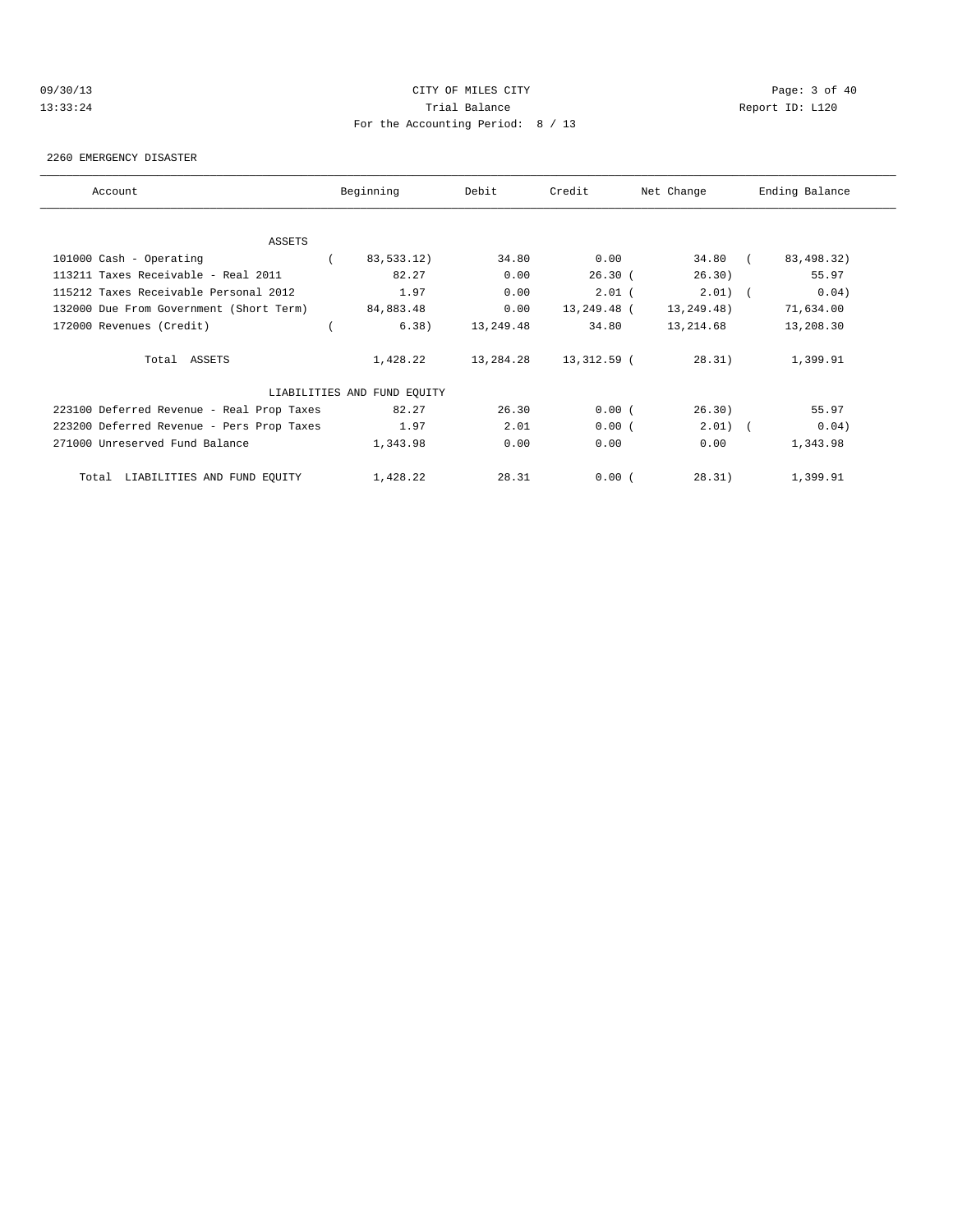CITY OF MILES CITY
Trial Balance
For the Accounting Period: 8 / 13

09/30/13
13:33:24

Report ID: L120

2260 EMERGENCY DISASTER

| Account | Beginning | Debit | Credit | Net Change | Ending Balance |
|---|---|---|---|---|---|
| ASSETS | | | | | |
| 101000 Cash - Operating | ( 83,533.12) | 34.80 | 0.00 | 34.80 | ( 83,498.32) |
| 113211 Taxes Receivable - Real 2011 | 82.27 | 0.00 | 26.30 | ( 26.30) | 55.97 |
| 115212 Taxes Receivable Personal 2012 | 1.97 | 0.00 | 2.01 | ( 2.01) | ( 0.04) |
| 132000 Due From Government (Short Term) | 84,883.48 | 0.00 | 13,249.48 | ( 13,249.48) | 71,634.00 |
| 172000 Revenues (Credit) | ( 6.38) | 13,249.48 | 34.80 | 13,214.68 | 13,208.30 |
| Total ASSETS | 1,428.22 | 13,284.28 | 13,312.59 | ( 28.31) | 1,399.91 |
| LIABILITIES AND FUND EQUITY | | | | | |
| 223100 Deferred Revenue - Real Prop Taxes | 82.27 | 26.30 | 0.00 | ( 26.30) | 55.97 |
| 223200 Deferred Revenue - Pers Prop Taxes | 1.97 | 2.01 | 0.00 | ( 2.01) | ( 0.04) |
| 271000 Unreserved Fund Balance | 1,343.98 | 0.00 | 0.00 | 0.00 | 1,343.98 |
| Total LIABILITIES AND FUND EQUITY | 1,428.22 | 28.31 | 0.00 | ( 28.31) | 1,399.91 |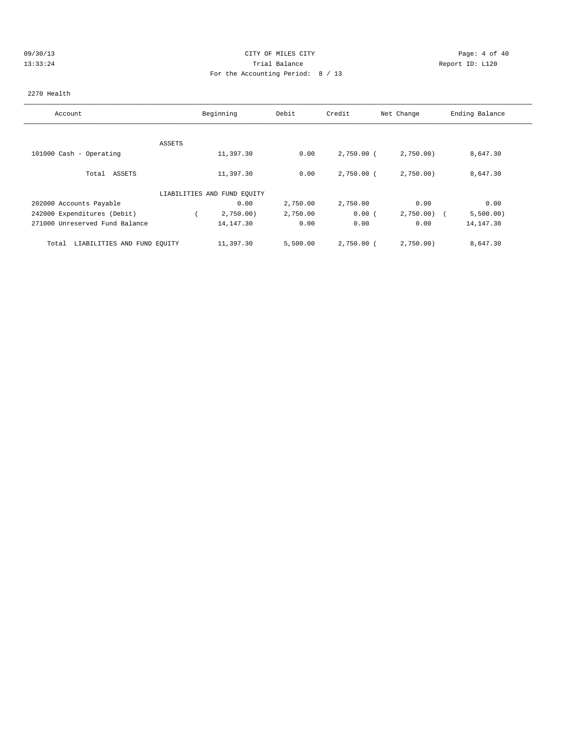CITY OF MILES CITY
Trial Balance
For the Accounting Period: 8 / 13

09/30/13
13:33:24

Report ID: L120

2270 Health

| Account | Beginning | Debit | Credit | Net Change | Ending Balance |
|---|---|---|---|---|---|
| ASSETS | | | | | |
| 101000 Cash - Operating | 11,397.30 | 0.00 | 2,750.00 | (2,750.00) | 8,647.30 |
| Total ASSETS | 11,397.30 | 0.00 | 2,750.00 | (2,750.00) | 8,647.30 |
| LIABILITIES AND FUND EQUITY | | | | | |
| 202000 Accounts Payable | 0.00 | 2,750.00 | 2,750.00 | 0.00 | 0.00 |
| 242000 Expenditures (Debit) | (2,750.00) | 2,750.00 | 0.00 | (2,750.00) | (5,500.00) |
| 271000 Unreserved Fund Balance | 14,147.30 | 0.00 | 0.00 | 0.00 | 14,147.30 |
| Total LIABILITIES AND FUND EQUITY | 11,397.30 | 5,500.00 | 2,750.00 | (2,750.00) | 8,647.30 |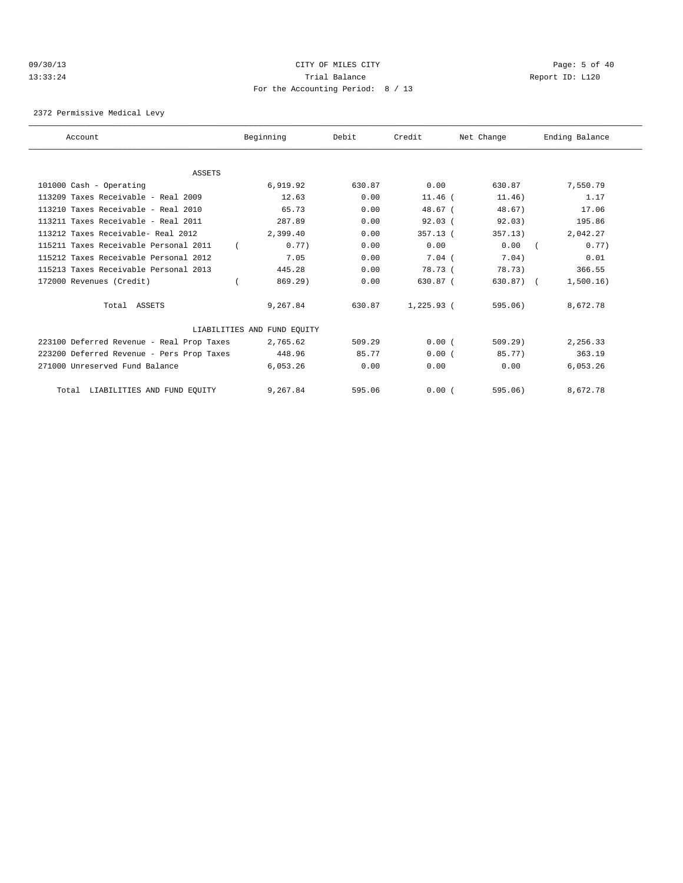09/30/13 CITY OF MILES CITY
13:33:24 Trial Balance Report ID: L120
For the Accounting Period: 8 / 13

2372 Permissive Medical Levy

| Account | Beginning | Debit | Credit | Net Change | Ending Balance |
|---|---|---|---|---|---|
| ASSETS | | | | | |
| 101000 Cash - Operating | 6,919.92 | 630.87 | 0.00 | 630.87 | 7,550.79 |
| 113209 Taxes Receivable - Real 2009 | 12.63 | 0.00 | 11.46 | ( 11.46) | 1.17 |
| 113210 Taxes Receivable - Real 2010 | 65.73 | 0.00 | 48.67 | ( 48.67) | 17.06 |
| 113211 Taxes Receivable - Real 2011 | 287.89 | 0.00 | 92.03 | ( 92.03) | 195.86 |
| 113212 Taxes Receivable- Real 2012 | 2,399.40 | 0.00 | 357.13 | ( 357.13) | 2,042.27 |
| 115211 Taxes Receivable Personal 2011 | ( 0.77) | 0.00 | 0.00 | 0.00 | ( 0.77) |
| 115212 Taxes Receivable Personal 2012 | 7.05 | 0.00 | 7.04 | ( 7.04) | 0.01 |
| 115213 Taxes Receivable Personal 2013 | 445.28 | 0.00 | 78.73 | ( 78.73) | 366.55 |
| 172000 Revenues (Credit) | ( 869.29) | 0.00 | 630.87 | ( 630.87) | ( 1,500.16) |
| Total ASSETS | 9,267.84 | 630.87 | 1,225.93 | ( 595.06) | 8,672.78 |
| LIABILITIES AND FUND EQUITY | | | | | |
| 223100 Deferred Revenue - Real Prop Taxes | 2,765.62 | 509.29 | 0.00 | ( 509.29) | 2,256.33 |
| 223200 Deferred Revenue - Pers Prop Taxes | 448.96 | 85.77 | 0.00 | ( 85.77) | 363.19 |
| 271000 Unreserved Fund Balance | 6,053.26 | 0.00 | 0.00 | 0.00 | 6,053.26 |
| Total LIABILITIES AND FUND EQUITY | 9,267.84 | 595.06 | 0.00 | ( 595.06) | 8,672.78 |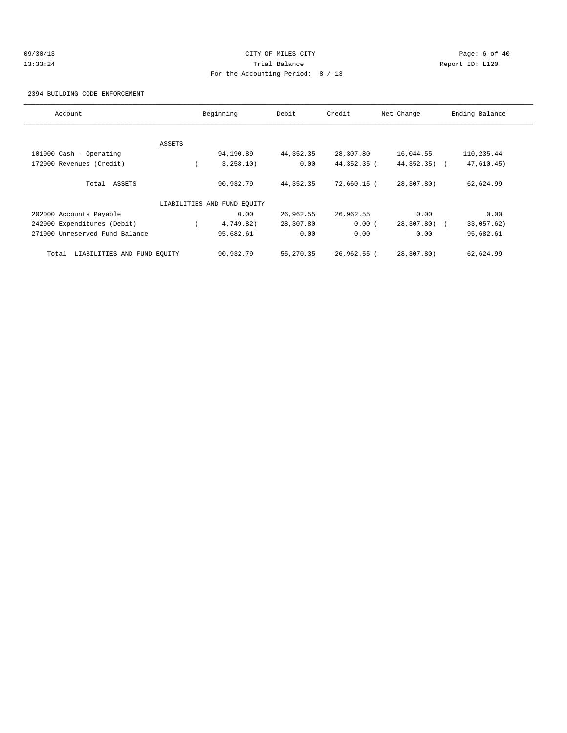09/30/13 CITY OF MILES CITY

13:33:24 Trial Balance Report ID: L120

For the Accounting Period: 8 / 13

2394 BUILDING CODE ENFORCEMENT

| Account | Beginning | Debit | Credit | Net Change | Ending Balance |
|---|---|---|---|---|---|
| ASSETS | | | | | |
| 101000 Cash - Operating | 94,190.89 | 44,352.35 | 28,307.80 | 16,044.55 | 110,235.44 |
| 172000 Revenues (Credit) | ( 3,258.10) | 0.00 | 44,352.35 | ( 44,352.35) | ( 47,610.45) |
| Total ASSETS | 90,932.79 | 44,352.35 | 72,660.15 | ( 28,307.80) | 62,624.99 |
| LIABILITIES AND FUND EQUITY | | | | | |
| 202000 Accounts Payable | 0.00 | 26,962.55 | 26,962.55 | 0.00 | 0.00 |
| 242000 Expenditures (Debit) | ( 4,749.82) | 28,307.80 | 0.00 | ( 28,307.80) | ( 33,057.62) |
| 271000 Unreserved Fund Balance | 95,682.61 | 0.00 | 0.00 | 0.00 | 95,682.61 |
| Total LIABILITIES AND FUND EQUITY | 90,932.79 | 55,270.35 | 26,962.55 | ( 28,307.80) | 62,624.99 |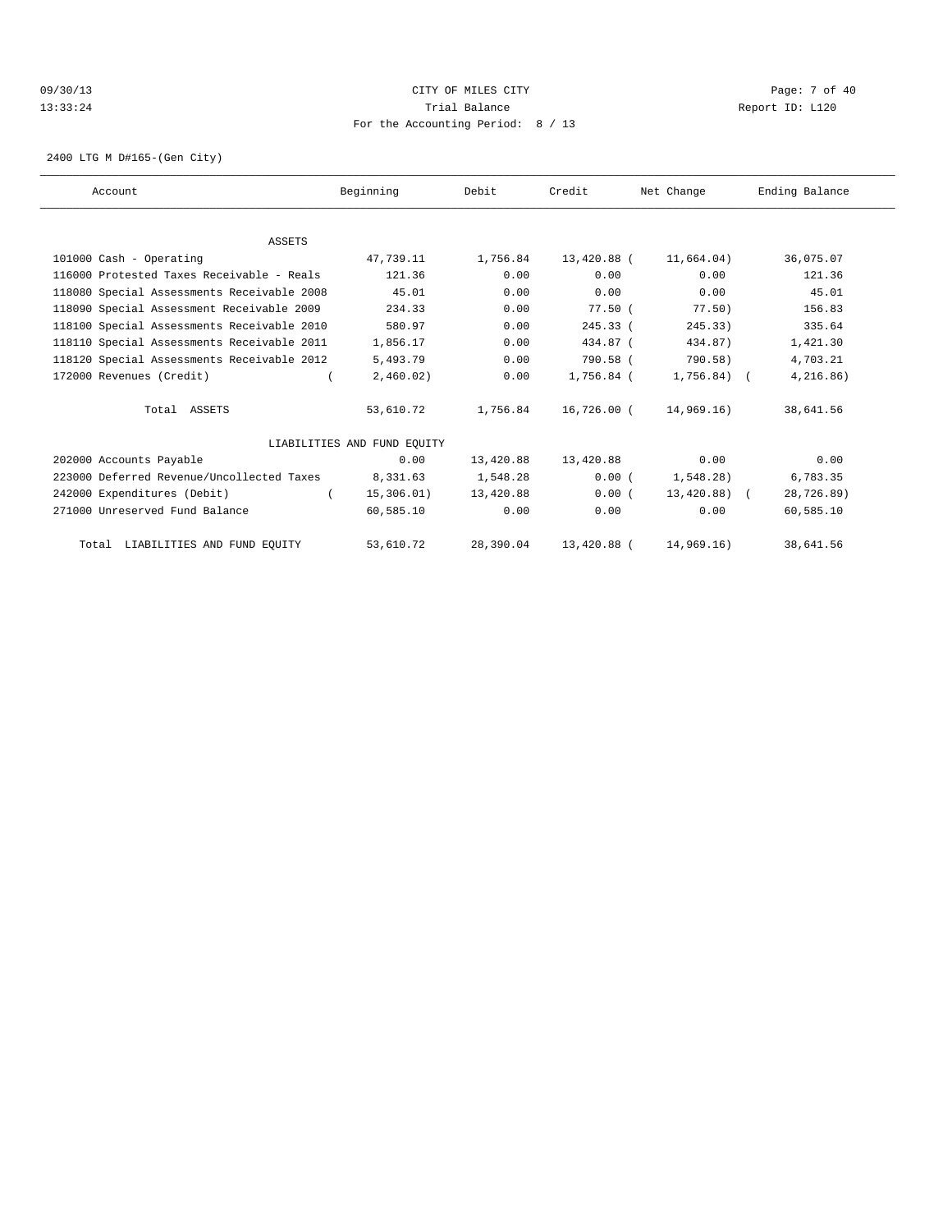09/30/13 CITY OF MILES CITY
13:33:24 Trial Balance Report ID: L120
For the Accounting Period: 8 / 13

2400 LTG M D#165-(Gen City)

| Account | Beginning | Debit | Credit | Net Change | Ending Balance |
|---|---|---|---|---|---|
| ASSETS | | | | | |
| 101000 Cash - Operating | 47,739.11 | 1,756.84 | 13,420.88 | ( 11,664.04) | 36,075.07 |
| 116000 Protested Taxes Receivable - Reals | 121.36 | 0.00 | 0.00 | 0.00 | 121.36 |
| 118080 Special Assessments Receivable 2008 | 45.01 | 0.00 | 0.00 | 0.00 | 45.01 |
| 118090 Special Assessment Receivable 2009 | 234.33 | 0.00 | 77.50 | ( 77.50) | 156.83 |
| 118100 Special Assessments Receivable 2010 | 580.97 | 0.00 | 245.33 | ( 245.33) | 335.64 |
| 118110 Special Assessments Receivable 2011 | 1,856.17 | 0.00 | 434.87 | ( 434.87) | 1,421.30 |
| 118120 Special Assessments Receivable 2012 | 5,493.79 | 0.00 | 790.58 | ( 790.58) | 4,703.21 |
| 172000 Revenues (Credit) | ( 2,460.02) | 0.00 | 1,756.84 | ( 1,756.84) | ( 4,216.86) |
| Total ASSETS | 53,610.72 | 1,756.84 | 16,726.00 | ( 14,969.16) | 38,641.56 |
| LIABILITIES AND FUND EQUITY | | | | | |
| 202000 Accounts Payable | 0.00 | 13,420.88 | 13,420.88 | 0.00 | 0.00 |
| 223000 Deferred Revenue/Uncollected Taxes | 8,331.63 | 1,548.28 | 0.00 | ( 1,548.28) | 6,783.35 |
| 242000 Expenditures (Debit) | ( 15,306.01) | 13,420.88 | 0.00 | ( 13,420.88) | ( 28,726.89) |
| 271000 Unreserved Fund Balance | 60,585.10 | 0.00 | 0.00 | 0.00 | 60,585.10 |
| Total LIABILITIES AND FUND EQUITY | 53,610.72 | 28,390.04 | 13,420.88 | ( 14,969.16) | 38,641.56 |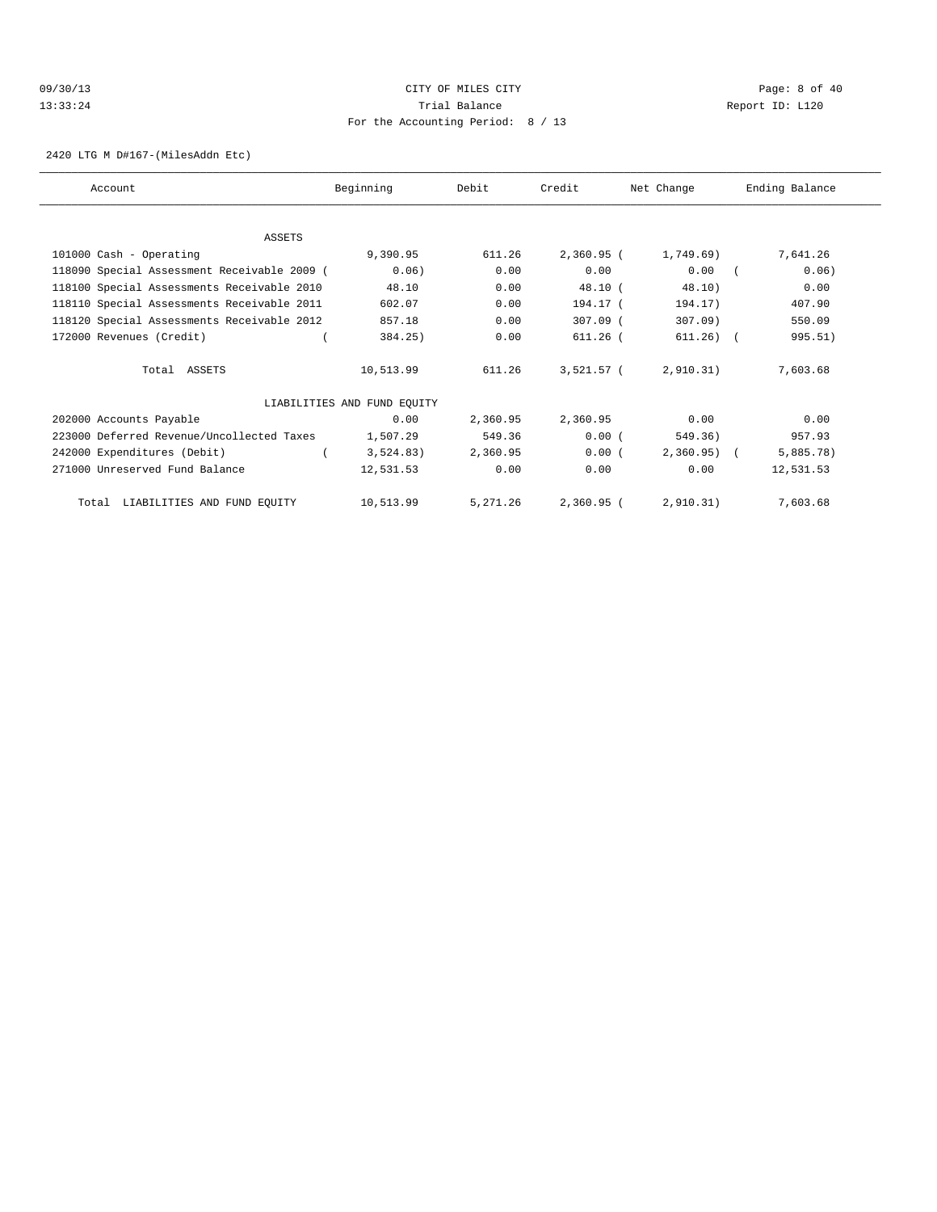CITY OF MILES CITY
Trial Balance
For the Accounting Period: 8 / 13

09/30/13
13:33:24

Report ID: L120

2420 LTG M D#167-(MilesAddn Etc)

| Account | Beginning | Debit | Credit | Net Change | Ending Balance |
|---|---|---|---|---|---|
| ASSETS | | | | | |
| 101000 Cash - Operating | 9,390.95 | 611.26 | 2,360.95 | ( 1,749.69) | 7,641.26 |
| 118090 Special Assessment Receivable 2009 | ( 0.06) | 0.00 | 0.00 | 0.00 | ( 0.06) |
| 118100 Special Assessments Receivable 2010 | 48.10 | 0.00 | 48.10 | ( 48.10) | 0.00 |
| 118110 Special Assessments Receivable 2011 | 602.07 | 0.00 | 194.17 | ( 194.17) | 407.90 |
| 118120 Special Assessments Receivable 2012 | 857.18 | 0.00 | 307.09 | ( 307.09) | 550.09 |
| 172000 Revenues (Credit) | ( 384.25) | 0.00 | 611.26 | ( 611.26) | ( 995.51) |
| Total ASSETS | 10,513.99 | 611.26 | 3,521.57 | ( 2,910.31) | 7,603.68 |
| LIABILITIES AND FUND EQUITY | | | | | |
| 202000 Accounts Payable | 0.00 | 2,360.95 | 2,360.95 | 0.00 | 0.00 |
| 223000 Deferred Revenue/Uncollected Taxes | 1,507.29 | 549.36 | 0.00 | ( 549.36) | 957.93 |
| 242000 Expenditures (Debit) | ( 3,524.83) | 2,360.95 | 0.00 | ( 2,360.95) | ( 5,885.78) |
| 271000 Unreserved Fund Balance | 12,531.53 | 0.00 | 0.00 | 0.00 | 12,531.53 |
| Total LIABILITIES AND FUND EQUITY | 10,513.99 | 5,271.26 | 2,360.95 | ( 2,910.31) | 7,603.68 |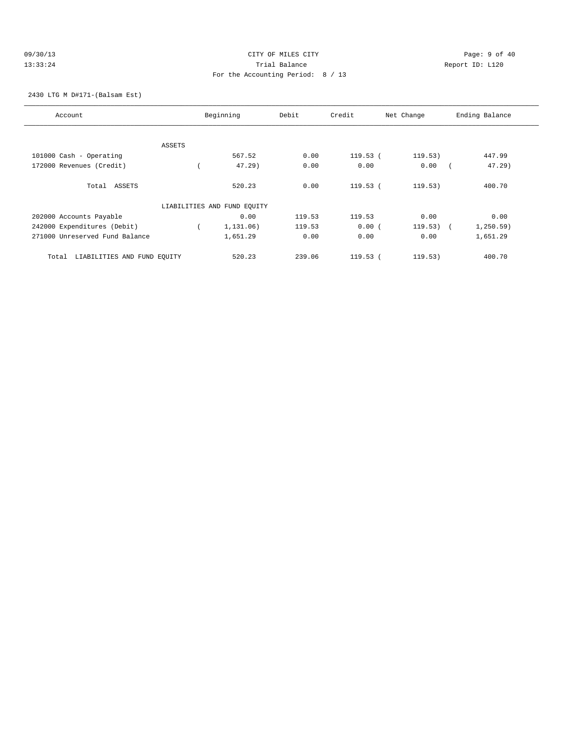CITY OF MILES CITY

Trial Balance

For the Accounting Period: 8 / 13

09/30/13 13:33:24

Report ID: L120

2430 LTG M D#171-(Balsam Est)

| Account | Beginning | Debit | Credit | Net Change | Ending Balance |
|---|---|---|---|---|---|
| ASSETS | | | | | |
| 101000 Cash - Operating | 567.52 | 0.00 | 119.53 | (119.53) | 447.99 |
| 172000 Revenues (Credit) | (47.29) | 0.00 | 0.00 | 0.00 | (47.29) |
| Total ASSETS | 520.23 | 0.00 | 119.53 | (119.53) | 400.70 |
| LIABILITIES AND FUND EQUITY | | | | | |
| 202000 Accounts Payable | 0.00 | 119.53 | 119.53 | 0.00 | 0.00 |
| 242000 Expenditures (Debit) | (1,131.06) | 119.53 | 0.00 | (119.53) | (1,250.59) |
| 271000 Unreserved Fund Balance | 1,651.29 | 0.00 | 0.00 | 0.00 | 1,651.29 |
| Total LIABILITIES AND FUND EQUITY | 520.23 | 239.06 | 119.53 | (119.53) | 400.70 |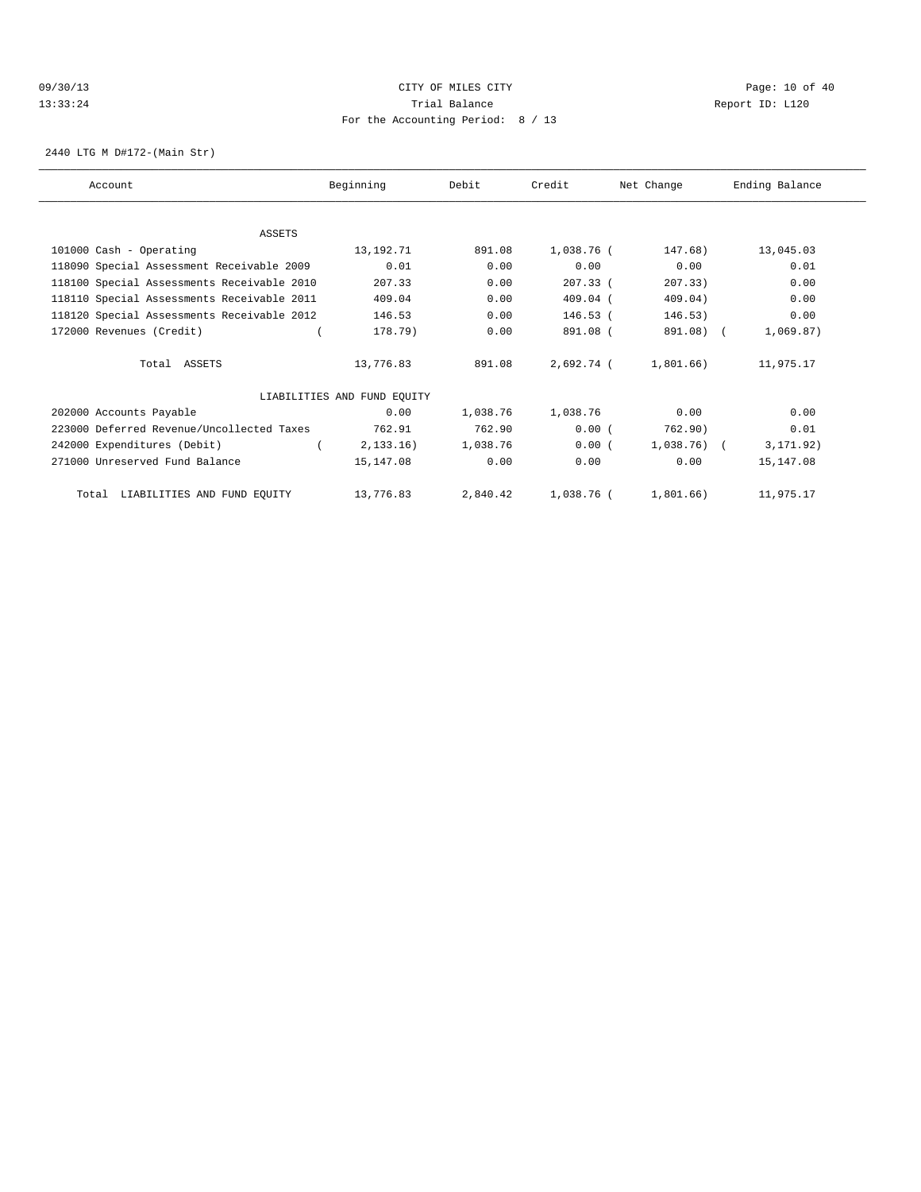09/30/13 CITY OF MILES CITY
13:33:24 Trial Balance Report ID: L120
For the Accounting Period: 8 / 13

2440 LTG M D#172-(Main Str)

| Account | Beginning | Debit | Credit | Net Change | Ending Balance |
|---|---|---|---|---|---|
| ASSETS | | | | | |
| 101000 Cash - Operating | 13,192.71 | 891.08 | 1,038.76 | ( 147.68) | 13,045.03 |
| 118090 Special Assessment Receivable 2009 | 0.01 | 0.00 | 0.00 | 0.00 | 0.01 |
| 118100 Special Assessments Receivable 2010 | 207.33 | 0.00 | 207.33 | ( 207.33) | 0.00 |
| 118110 Special Assessments Receivable 2011 | 409.04 | 0.00 | 409.04 | ( 409.04) | 0.00 |
| 118120 Special Assessments Receivable 2012 | 146.53 | 0.00 | 146.53 | ( 146.53) | 0.00 |
| 172000 Revenues (Credit) | ( 178.79) | 0.00 | 891.08 | ( 891.08) | ( 1,069.87) |
| Total ASSETS | 13,776.83 | 891.08 | 2,692.74 | ( 1,801.66) | 11,975.17 |
| LIABILITIES AND FUND EQUITY | | | | | |
| 202000 Accounts Payable | 0.00 | 1,038.76 | 1,038.76 | 0.00 | 0.00 |
| 223000 Deferred Revenue/Uncollected Taxes | 762.91 | 762.90 | 0.00 | ( 762.90) | 0.01 |
| 242000 Expenditures (Debit) | ( 2,133.16) | 1,038.76 | 0.00 | ( 1,038.76) | ( 3,171.92) |
| 271000 Unreserved Fund Balance | 15,147.08 | 0.00 | 0.00 | 0.00 | 15,147.08 |
| Total LIABILITIES AND FUND EQUITY | 13,776.83 | 2,840.42 | 1,038.76 | ( 1,801.66) | 11,975.17 |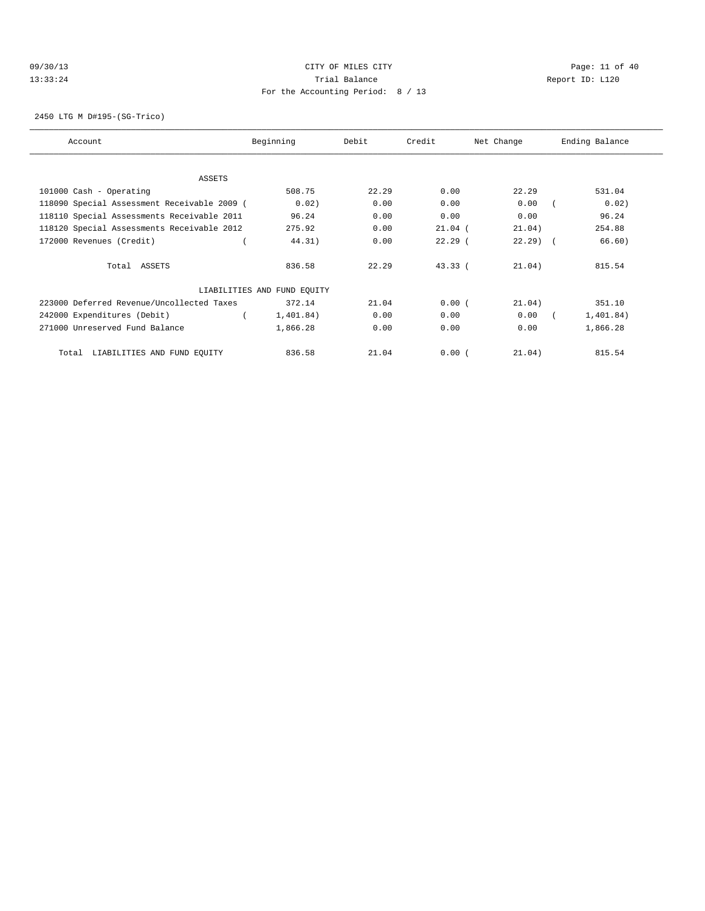CITY OF MILES CITY

Trial Balance

For the Accounting Period: 8 / 13

09/30/13 13:33:24

Report ID: L120

2450 LTG M D#195-(SG-Trico)

| Account | Beginning | Debit | Credit | Net Change | Ending Balance |
|---|---|---|---|---|---|
| ASSETS | | | | | |
| 101000 Cash - Operating | 508.75 | 22.29 | 0.00 | 22.29 | 531.04 |
| 118090 Special Assessment Receivable 2009 ( | 0.02) | 0.00 | 0.00 | 0.00 | ( 0.02) |
| 118110 Special Assessments Receivable 2011 | 96.24 | 0.00 | 0.00 | 0.00 | 96.24 |
| 118120 Special Assessments Receivable 2012 | 275.92 | 0.00 | 21.04 | ( 21.04) | 254.88 |
| 172000 Revenues (Credit) | ( 44.31) | 0.00 | 22.29 | ( 22.29) | ( 66.60) |
| Total ASSETS | 836.58 | 22.29 | 43.33 | ( 21.04) | 815.54 |
| LIABILITIES AND FUND EQUITY | | | | | |
| 223000 Deferred Revenue/Uncollected Taxes | 372.14 | 21.04 | 0.00 | ( 21.04) | 351.10 |
| 242000 Expenditures (Debit) | ( 1,401.84) | 0.00 | 0.00 | 0.00 | ( 1,401.84) |
| 271000 Unreserved Fund Balance | 1,866.28 | 0.00 | 0.00 | 0.00 | 1,866.28 |
| Total LIABILITIES AND FUND EQUITY | 836.58 | 21.04 | 0.00 | ( 21.04) | 815.54 |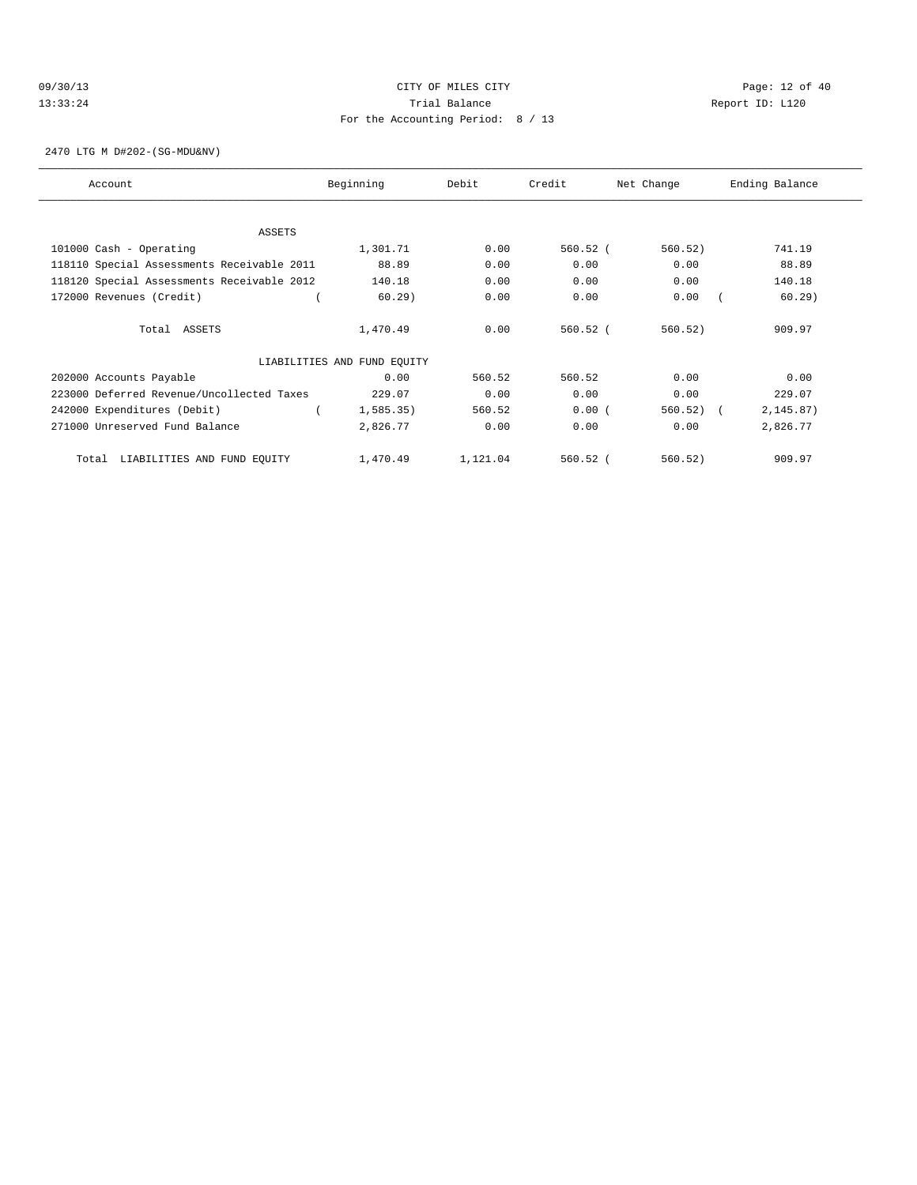09/30/13 CITY OF MILES CITY

13:33:24 Trial Balance Report ID: L120

For the Accounting Period: 8 / 13

2470 LTG M D#202-(SG-MDU&NV)

| Account | Beginning | Debit | Credit | Net Change | Ending Balance |
|---|---|---|---|---|---|
| ASSETS | | | | | |
| 101000 Cash - Operating | 1,301.71 | 0.00 | 560.52 | ( 560.52) | 741.19 |
| 118110 Special Assessments Receivable 2011 | 88.89 | 0.00 | 0.00 | 0.00 | 88.89 |
| 118120 Special Assessments Receivable 2012 | 140.18 | 0.00 | 0.00 | 0.00 | 140.18 |
| 172000 Revenues (Credit) | ( 60.29) | 0.00 | 0.00 | 0.00 | ( 60.29) |
| Total ASSETS | 1,470.49 | 0.00 | 560.52 | ( 560.52) | 909.97 |
| LIABILITIES AND FUND EQUITY | | | | | |
| 202000 Accounts Payable | 0.00 | 560.52 | 560.52 | 0.00 | 0.00 |
| 223000 Deferred Revenue/Uncollected Taxes | 229.07 | 0.00 | 0.00 | 0.00 | 229.07 |
| 242000 Expenditures (Debit) | ( 1,585.35) | 560.52 | 0.00 | ( 560.52) | ( 2,145.87) |
| 271000 Unreserved Fund Balance | 2,826.77 | 0.00 | 0.00 | 0.00 | 2,826.77 |
| Total LIABILITIES AND FUND EQUITY | 1,470.49 | 1,121.04 | 560.52 | ( 560.52) | 909.97 |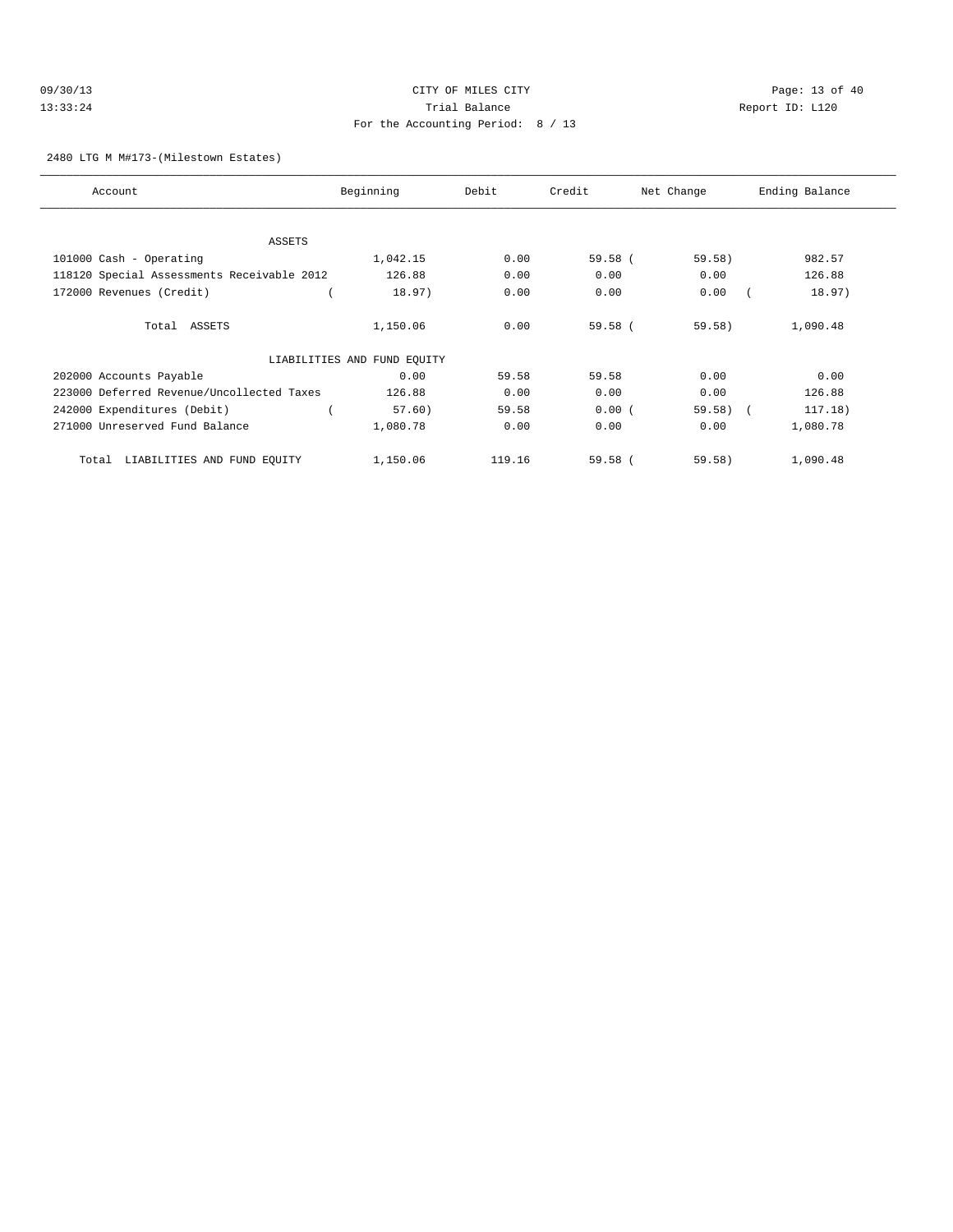CITY OF MILES CITY
Trial Balance
For the Accounting Period: 8 / 13

09/30/13
13:33:24

Report ID: L120

2480 LTG M M#173-(Milestown Estates)

| Account | Beginning | Debit | Credit | Net Change | Ending Balance |
|---|---|---|---|---|---|
| ASSETS | | | | | |
| 101000 Cash - Operating | 1,042.15 | 0.00 | 59.58 | ( 59.58) | 982.57 |
| 118120 Special Assessments Receivable 2012 | 126.88 | 0.00 | 0.00 | 0.00 | 126.88 |
| 172000 Revenues (Credit) | ( 18.97) | 0.00 | 0.00 | 0.00 | ( 18.97) |
| Total ASSETS | 1,150.06 | 0.00 | 59.58 | ( 59.58) | 1,090.48 |
| LIABILITIES AND FUND EQUITY | | | | | |
| 202000 Accounts Payable | 0.00 | 59.58 | 59.58 | 0.00 | 0.00 |
| 223000 Deferred Revenue/Uncollected Taxes | 126.88 | 0.00 | 0.00 | 0.00 | 126.88 |
| 242000 Expenditures (Debit) | ( 57.60) | 59.58 | 0.00 | ( 59.58) | ( 117.18) |
| 271000 Unreserved Fund Balance | 1,080.78 | 0.00 | 0.00 | 0.00 | 1,080.78 |
| Total LIABILITIES AND FUND EQUITY | 1,150.06 | 119.16 | 59.58 | ( 59.58) | 1,090.48 |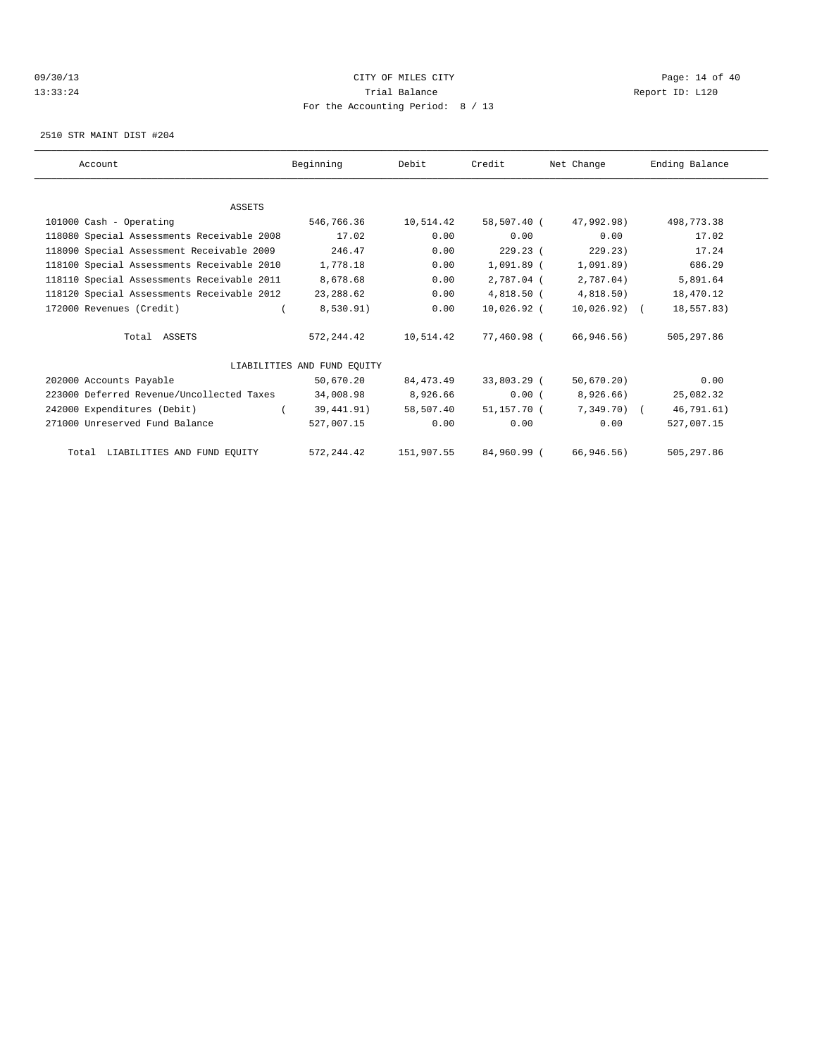CITY OF MILES CITY
Trial Balance
For the Accounting Period: 8 / 13

09/30/13 13:33:24 Report ID: L120

2510 STR MAINT DIST #204

| Account | Beginning | Debit | Credit | Net Change | Ending Balance |
|---|---|---|---|---|---|
| ASSETS | | | | | |
| 101000 Cash - Operating | 546,766.36 | 10,514.42 | 58,507.40 | ( 47,992.98) | 498,773.38 |
| 118080 Special Assessments Receivable 2008 | 17.02 | 0.00 | 0.00 | 0.00 | 17.02 |
| 118090 Special Assessment Receivable 2009 | 246.47 | 0.00 | 229.23 | ( 229.23) | 17.24 |
| 118100 Special Assessments Receivable 2010 | 1,778.18 | 0.00 | 1,091.89 | ( 1,091.89) | 686.29 |
| 118110 Special Assessments Receivable 2011 | 8,678.68 | 0.00 | 2,787.04 | ( 2,787.04) | 5,891.64 |
| 118120 Special Assessments Receivable 2012 | 23,288.62 | 0.00 | 4,818.50 | ( 4,818.50) | 18,470.12 |
| 172000 Revenues (Credit) | ( 8,530.91) | 0.00 | 10,026.92 | ( 10,026.92) | ( 18,557.83) |
| Total ASSETS | 572,244.42 | 10,514.42 | 77,460.98 | ( 66,946.56) | 505,297.86 |
| LIABILITIES AND FUND EQUITY | | | | | |
| 202000 Accounts Payable | 50,670.20 | 84,473.49 | 33,803.29 | ( 50,670.20) | 0.00 |
| 223000 Deferred Revenue/Uncollected Taxes | 34,008.98 | 8,926.66 | 0.00 | ( 8,926.66) | 25,082.32 |
| 242000 Expenditures (Debit) | ( 39,441.91) | 58,507.40 | 51,157.70 | ( 7,349.70) | ( 46,791.61) |
| 271000 Unreserved Fund Balance | 527,007.15 | 0.00 | 0.00 | 0.00 | 527,007.15 |
| Total LIABILITIES AND FUND EQUITY | 572,244.42 | 151,907.55 | 84,960.99 | ( 66,946.56) | 505,297.86 |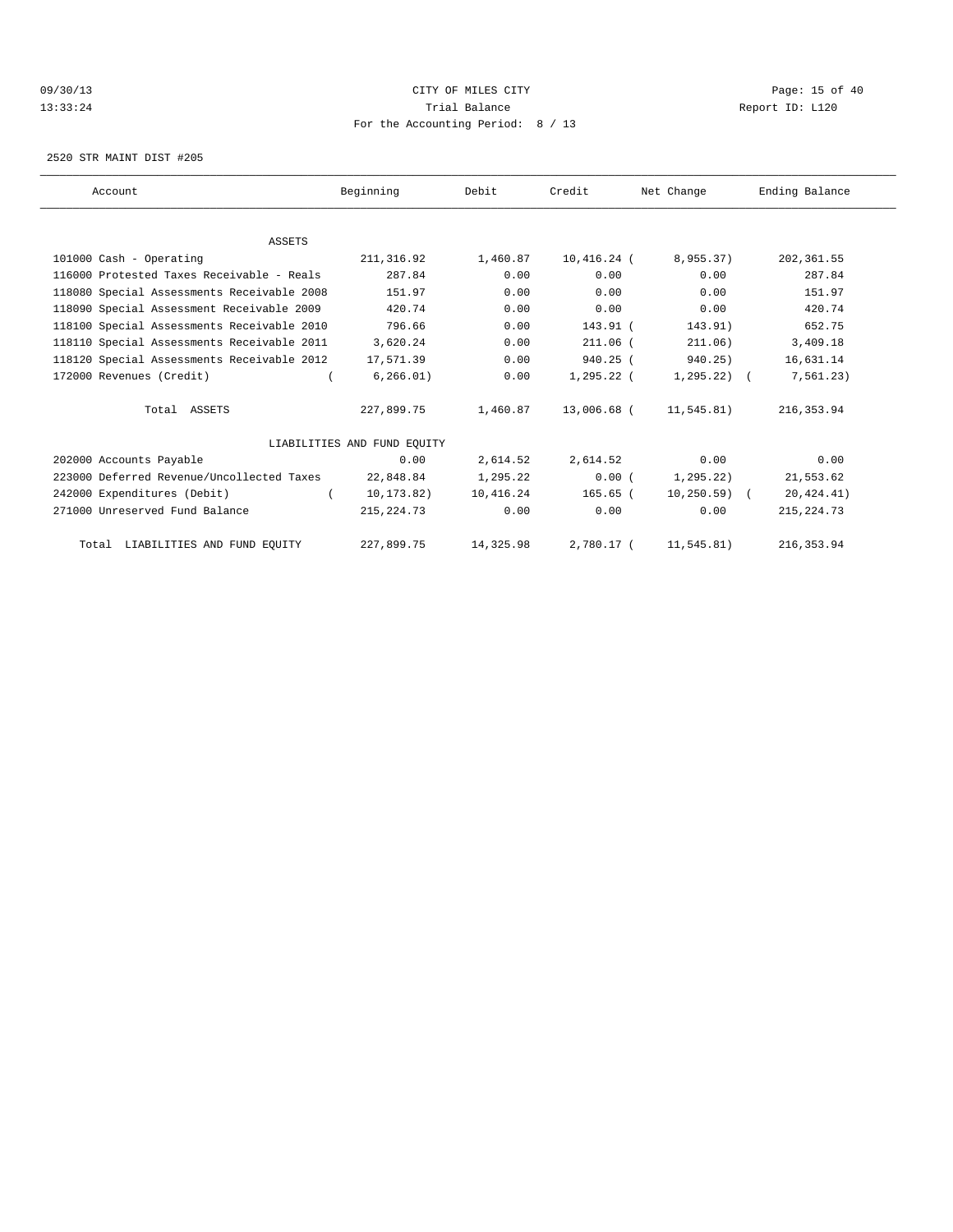09/30/13 CITY OF MILES CITY
13:33:24 Trial Balance Report ID: L120
For the Accounting Period: 8 / 13

2520 STR MAINT DIST #205

| Account | Beginning | Debit | Credit | Net Change | Ending Balance |
|---|---|---|---|---|---|
| ASSETS | | | | | |
| 101000 Cash - Operating | 211,316.92 | 1,460.87 | 10,416.24 | ( 8,955.37) | 202,361.55 |
| 116000 Protested Taxes Receivable - Reals | 287.84 | 0.00 | 0.00 | 0.00 | 287.84 |
| 118080 Special Assessments Receivable 2008 | 151.97 | 0.00 | 0.00 | 0.00 | 151.97 |
| 118090 Special Assessment Receivable 2009 | 420.74 | 0.00 | 0.00 | 0.00 | 420.74 |
| 118100 Special Assessments Receivable 2010 | 796.66 | 0.00 | 143.91 | ( 143.91) | 652.75 |
| 118110 Special Assessments Receivable 2011 | 3,620.24 | 0.00 | 211.06 | ( 211.06) | 3,409.18 |
| 118120 Special Assessments Receivable 2012 | 17,571.39 | 0.00 | 940.25 | ( 940.25) | 16,631.14 |
| 172000 Revenues (Credit) | ( 6,266.01) | 0.00 | 1,295.22 | ( 1,295.22) | ( 7,561.23) |
| Total ASSETS | 227,899.75 | 1,460.87 | 13,006.68 | ( 11,545.81) | 216,353.94 |
| LIABILITIES AND FUND EQUITY | | | | | |
| 202000 Accounts Payable | 0.00 | 2,614.52 | 2,614.52 | 0.00 | 0.00 |
| 223000 Deferred Revenue/Uncollected Taxes | 22,848.84 | 1,295.22 | 0.00 | ( 1,295.22) | 21,553.62 |
| 242000 Expenditures (Debit) | ( 10,173.82) | 10,416.24 | 165.65 | ( 10,250.59) | ( 20,424.41) |
| 271000 Unreserved Fund Balance | 215,224.73 | 0.00 | 0.00 | 0.00 | 215,224.73 |
| Total LIABILITIES AND FUND EQUITY | 227,899.75 | 14,325.98 | 2,780.17 | ( 11,545.81) | 216,353.94 |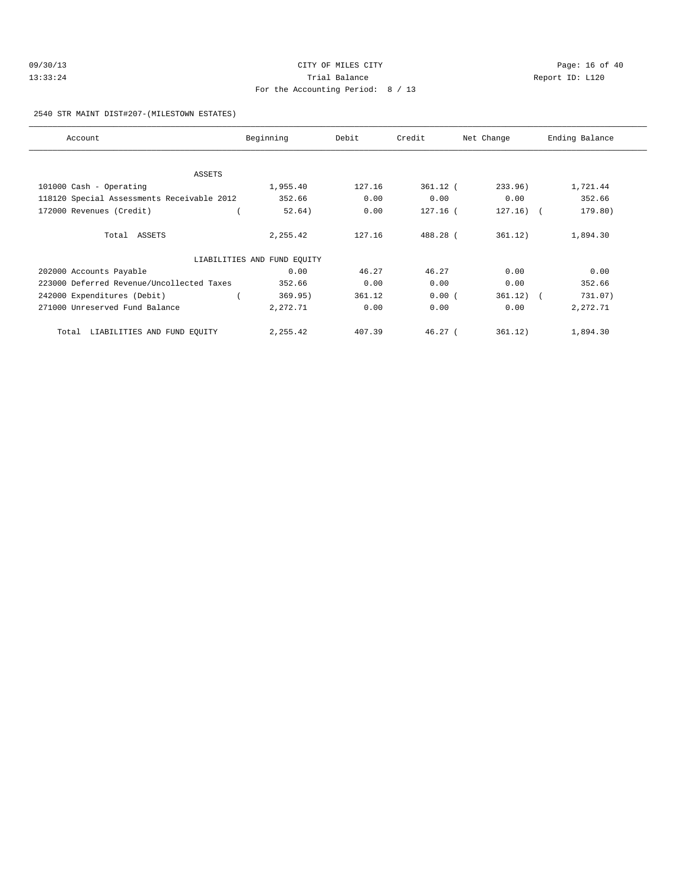CITY OF MILES CITY
Trial Balance
For the Accounting Period: 8 / 13

09/30/13 13:33:24

Report ID: L120

2540 STR MAINT DIST#207-(MILESTOWN ESTATES)

| Account | Beginning | Debit | Credit | Net Change | Ending Balance |
|---|---|---|---|---|---|
| ASSETS | | | | | |
| 101000 Cash - Operating | 1,955.40 | 127.16 | 361.12 | ( 233.96) | 1,721.44 |
| 118120 Special Assessments Receivable 2012 | 352.66 | 0.00 | 0.00 | 0.00 | 352.66 |
| 172000 Revenues (Credit) | ( 52.64) | 0.00 | 127.16 | ( 127.16) | ( 179.80) |
| Total ASSETS | 2,255.42 | 127.16 | 488.28 | ( 361.12) | 1,894.30 |
| LIABILITIES AND FUND EQUITY | | | | | |
| 202000 Accounts Payable | 0.00 | 46.27 | 46.27 | 0.00 | 0.00 |
| 223000 Deferred Revenue/Uncollected Taxes | 352.66 | 0.00 | 0.00 | 0.00 | 352.66 |
| 242000 Expenditures (Debit) | ( 369.95) | 361.12 | 0.00 | ( 361.12) | ( 731.07) |
| 271000 Unreserved Fund Balance | 2,272.71 | 0.00 | 0.00 | 0.00 | 2,272.71 |
| Total LIABILITIES AND FUND EQUITY | 2,255.42 | 407.39 | 46.27 | ( 361.12) | 1,894.30 |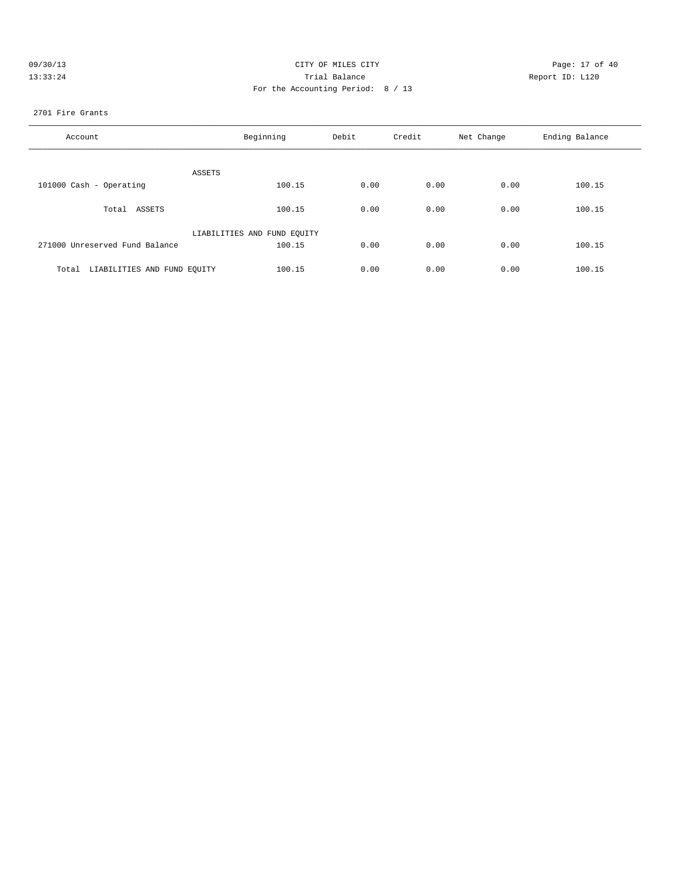09/30/13 CITY OF MILES CITY
13:33:24 Trial Balance Report ID: L120
For the Accounting Period: 8 / 13

2701 Fire Grants

| Account | Beginning | Debit | Credit | Net Change | Ending Balance |
|---|---|---|---|---|---|
| ASSETS | | | | | |
| 101000 Cash - Operating | 100.15 | 0.00 | 0.00 | 0.00 | 100.15 |
| Total ASSETS | 100.15 | 0.00 | 0.00 | 0.00 | 100.15 |
| LIABILITIES AND FUND EQUITY | | | | | |
| 271000 Unreserved Fund Balance | 100.15 | 0.00 | 0.00 | 0.00 | 100.15 |
| Total LIABILITIES AND FUND EQUITY | 100.15 | 0.00 | 0.00 | 0.00 | 100.15 |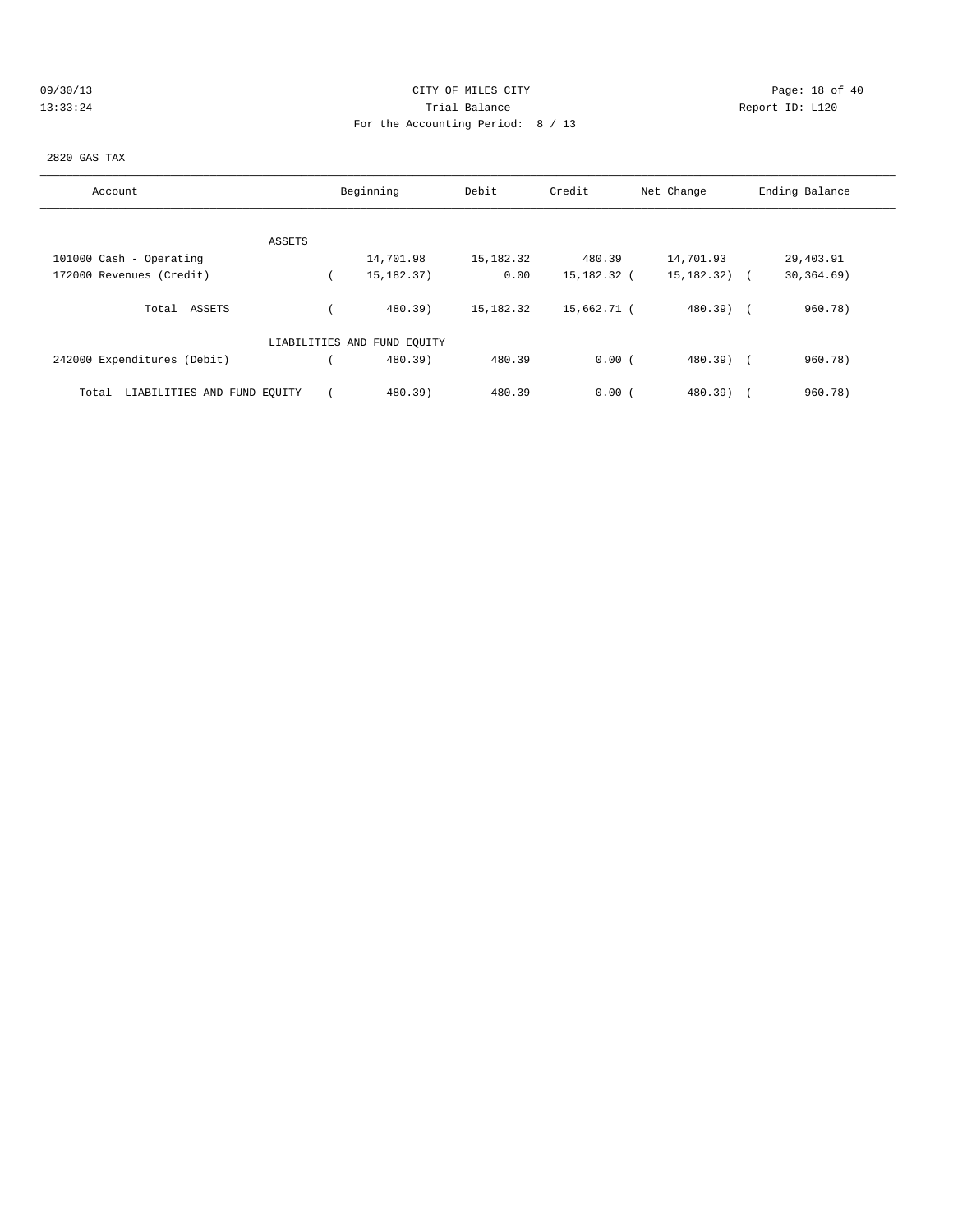09/30/13 CITY OF MILES CITY Page: 18 of 40
13:33:24 Trial Balance Report ID: L120
For the Accounting Period: 8 / 13

2820 GAS TAX

| Account | Beginning | Debit | Credit | Net Change | Ending Balance |
|---|---|---|---|---|---|
| ASSETS | | | | | |
| 101000 Cash - Operating | 14,701.98 | 15,182.32 | 480.39 | 14,701.93 | 29,403.91 |
| 172000 Revenues (Credit) | ( 15,182.37) | 0.00 | 15,182.32 | ( 15,182.32) | ( 30,364.69) |
| Total ASSETS | ( 480.39) | 15,182.32 | 15,662.71 | ( 480.39) | ( 960.78) |
| LIABILITIES AND FUND EQUITY | | | | | |
| 242000 Expenditures (Debit) | ( 480.39) | 480.39 | 0.00 | ( 480.39) | ( 960.78) |
| Total LIABILITIES AND FUND EQUITY | ( 480.39) | 480.39 | 0.00 | ( 480.39) | ( 960.78) |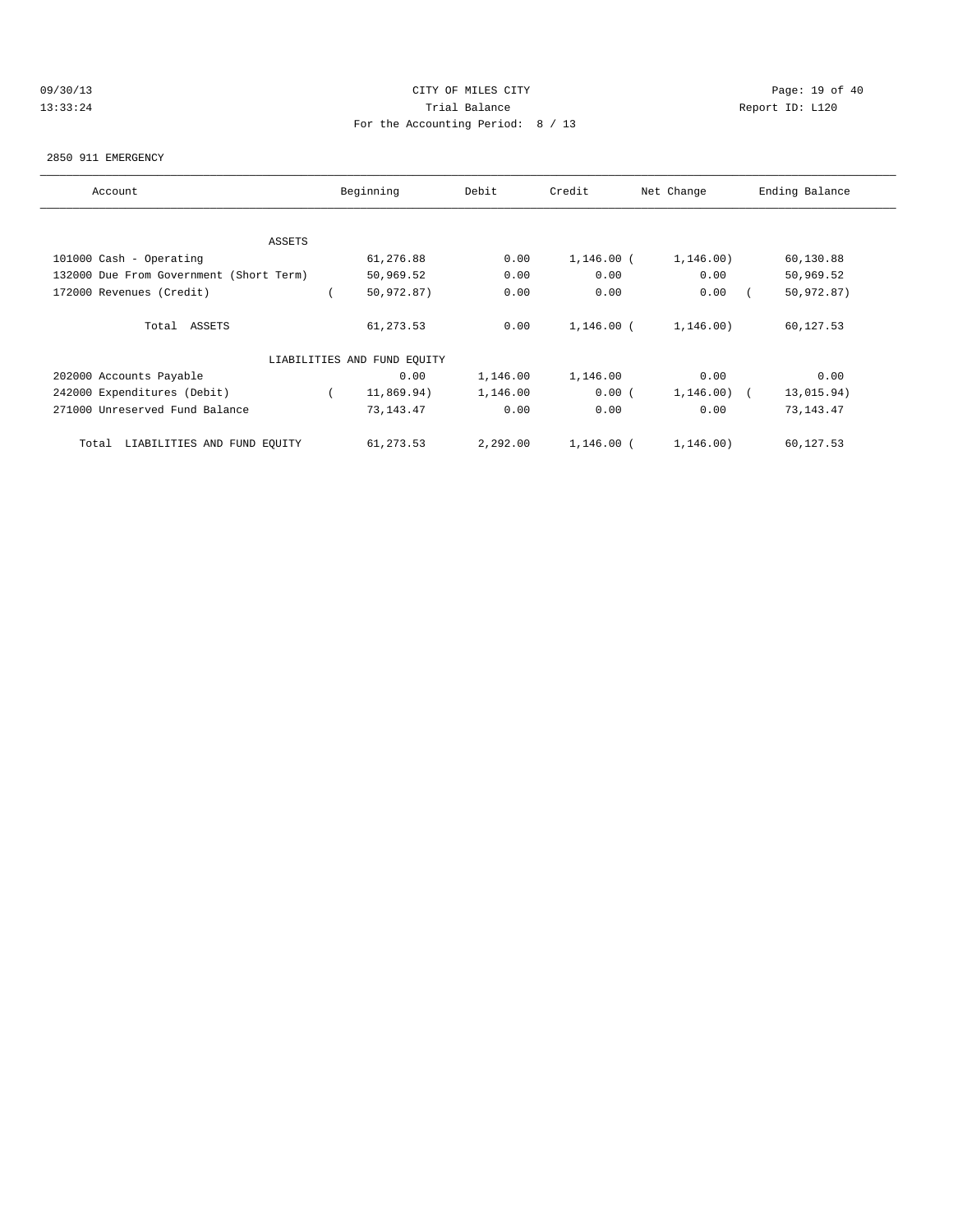CITY OF MILES CITY
Trial Balance
For the Accounting Period: 8 / 13

09/30/13
13:33:24

Report ID: L120

2850 911 EMERGENCY

| Account | Beginning | Debit | Credit | Net Change | Ending Balance |
|---|---|---|---|---|---|
| ASSETS | | | | | |
| 101000 Cash - Operating | 61,276.88 | 0.00 | 1,146.00 | (1,146.00) | 60,130.88 |
| 132000 Due From Government (Short Term) | 50,969.52 | 0.00 | 0.00 | 0.00 | 50,969.52 |
| 172000 Revenues (Credit) | (50,972.87) | 0.00 | 0.00 | 0.00 | (50,972.87) |
| Total ASSETS | 61,273.53 | 0.00 | 1,146.00 | (1,146.00) | 60,127.53 |
| LIABILITIES AND FUND EQUITY | | | | | |
| 202000 Accounts Payable | 0.00 | 1,146.00 | 1,146.00 | 0.00 | 0.00 |
| 242000 Expenditures (Debit) | (11,869.94) | 1,146.00 | 0.00 | (1,146.00) | (13,015.94) |
| 271000 Unreserved Fund Balance | 73,143.47 | 0.00 | 0.00 | 0.00 | 73,143.47 |
| Total LIABILITIES AND FUND EQUITY | 61,273.53 | 2,292.00 | 1,146.00 | (1,146.00) | 60,127.53 |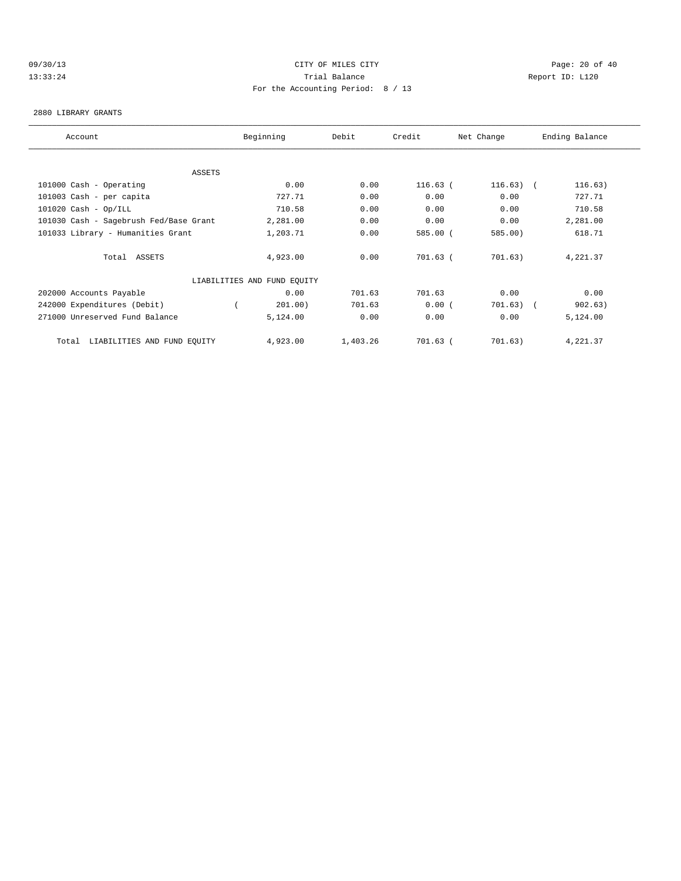09/30/13 CITY OF MILES CITY

13:33:24 Trial Balance Report ID: L120

For the Accounting Period: 8 / 13

2880 LIBRARY GRANTS

| Account | Beginning | Debit | Credit | Net Change | Ending Balance |
|---|---|---|---|---|---|
| ASSETS | | | | | |
| 101000 Cash - Operating | 0.00 | 0.00 | 116.63 | ( 116.63) | ( 116.63) |
| 101003 Cash - per capita | 727.71 | 0.00 | 0.00 | 0.00 | 727.71 |
| 101020 Cash - Op/ILL | 710.58 | 0.00 | 0.00 | 0.00 | 710.58 |
| 101030 Cash - Sagebrush Fed/Base Grant | 2,281.00 | 0.00 | 0.00 | 0.00 | 2,281.00 |
| 101033 Library - Humanities Grant | 1,203.71 | 0.00 | 585.00 | ( 585.00) | 618.71 |
| Total ASSETS | 4,923.00 | 0.00 | 701.63 | ( 701.63) | 4,221.37 |
| LIABILITIES AND FUND EQUITY | | | | | |
| 202000 Accounts Payable | 0.00 | 701.63 | 701.63 | 0.00 | 0.00 |
| 242000 Expenditures (Debit) | ( 201.00) | 701.63 | 0.00 | ( 701.63) | ( 902.63) |
| 271000 Unreserved Fund Balance | 5,124.00 | 0.00 | 0.00 | 0.00 | 5,124.00 |
| Total LIABILITIES AND FUND EQUITY | 4,923.00 | 1,403.26 | 701.63 | ( 701.63) | 4,221.37 |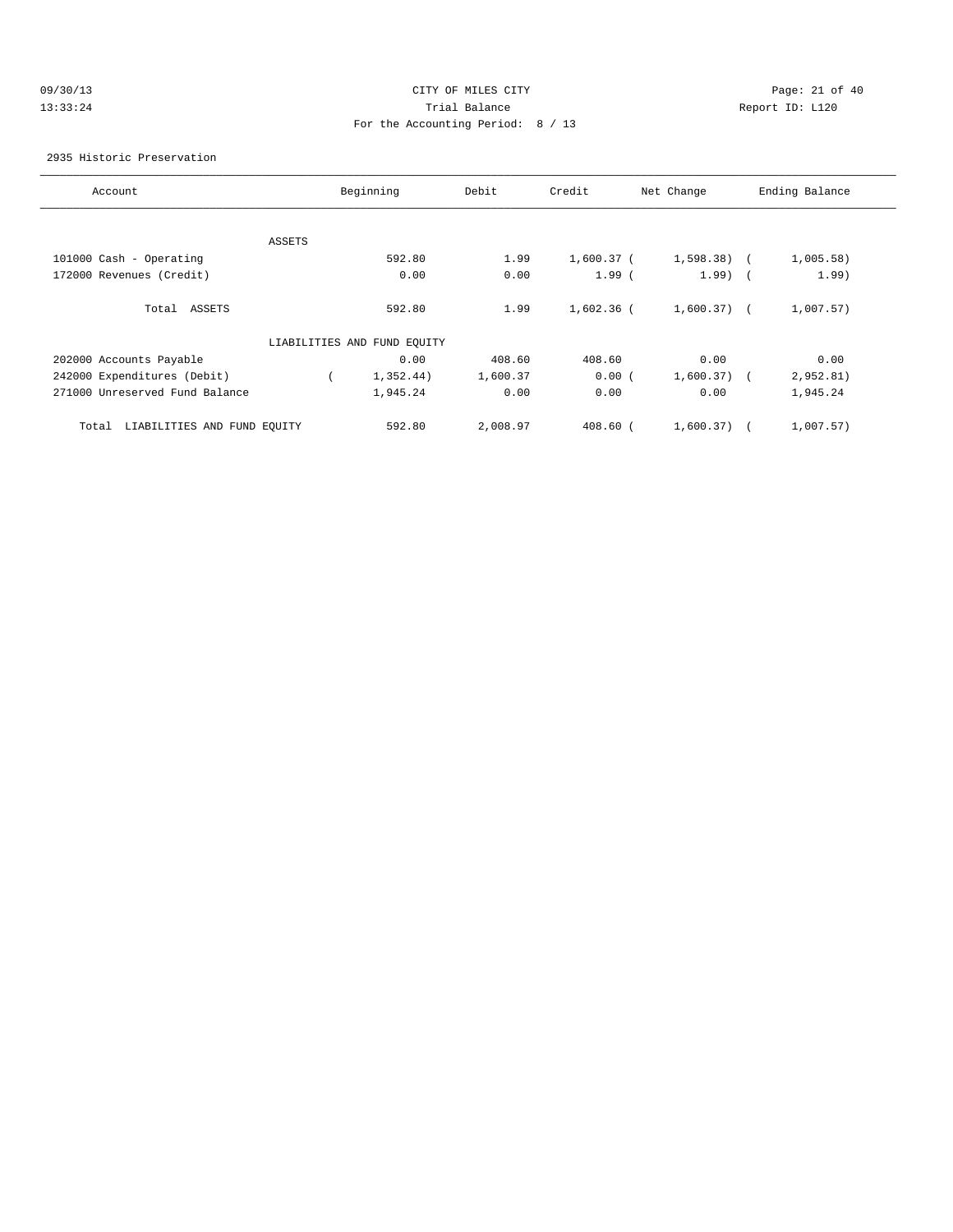CITY OF MILES CITY

Trial Balance

For the Accounting Period: 8 / 13

2935 Historic Preservation

| Account | Beginning | Debit | Credit | Net Change | Ending Balance |
|---|---|---|---|---|---|
| ASSETS | | | | | |
| 101000 Cash - Operating | 592.80 | 1.99 | 1,600.37 | (1,598.38) | (1,005.58) |
| 172000 Revenues (Credit) | 0.00 | 0.00 | 1.99 | (1.99) | (1.99) |
| Total ASSETS | 592.80 | 1.99 | 1,602.36 | (1,600.37) | (1,007.57) |
| LIABILITIES AND FUND EQUITY | | | | | |
| 202000 Accounts Payable | 0.00 | 408.60 | 408.60 | 0.00 | 0.00 |
| 242000 Expenditures (Debit) | (1,352.44) | 1,600.37 | 0.00 | (1,600.37) | (2,952.81) |
| 271000 Unreserved Fund Balance | 1,945.24 | 0.00 | 0.00 | 0.00 | 1,945.24 |
| Total LIABILITIES AND FUND EQUITY | 592.80 | 2,008.97 | 408.60 | (1,600.37) | (1,007.57) |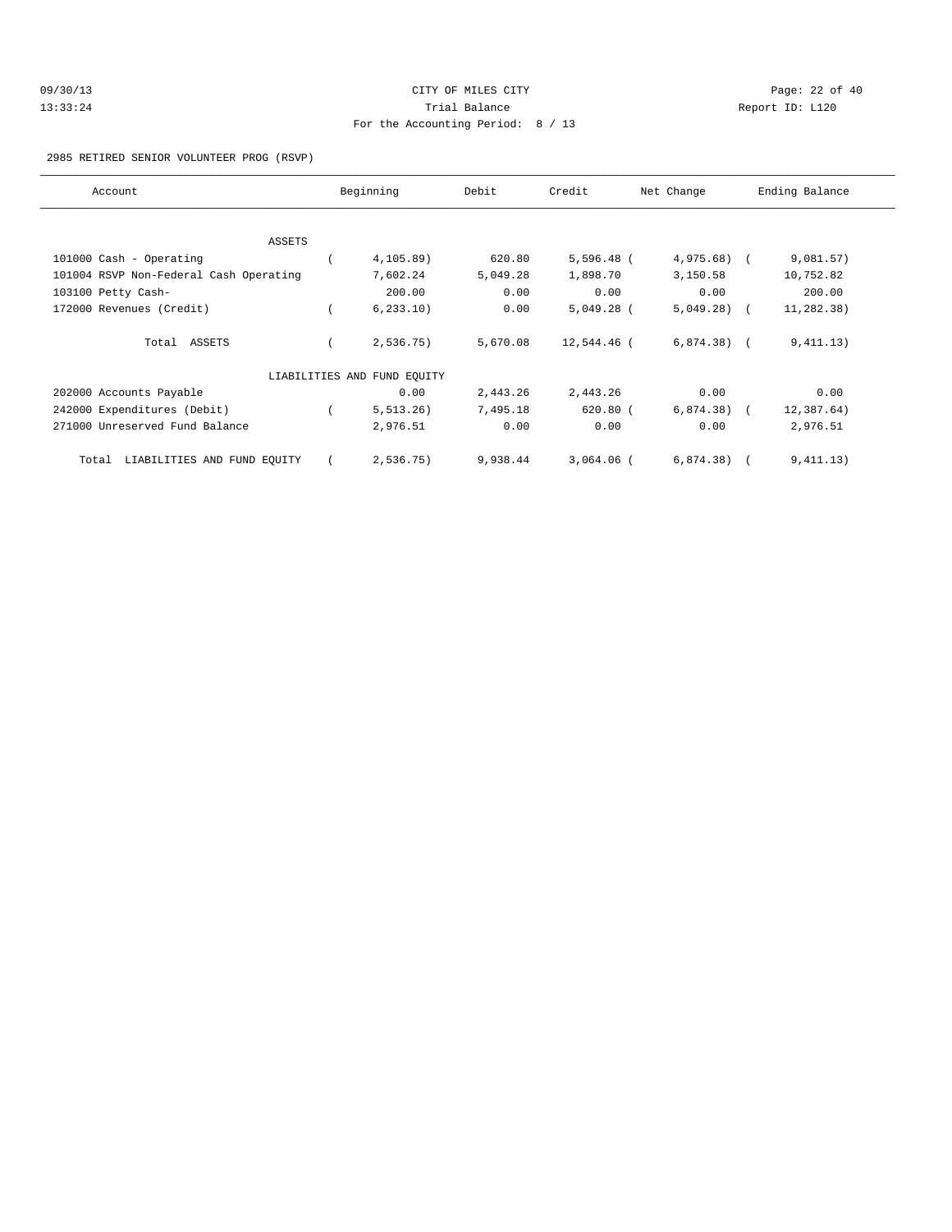CITY OF MILES CITY
Trial Balance
For the Accounting Period: 8 / 13

09/30/13
13:33:24

Report ID: L120

2985 RETIRED SENIOR VOLUNTEER PROG (RSVP)

| Account | Beginning | Debit | Credit | Net Change | Ending Balance |
|---|---|---|---|---|---|
| ASSETS | | | | | |
| 101000 Cash - Operating | ( 4,105.89) | 620.80 | 5,596.48 | ( 4,975.68) | ( 9,081.57) |
| 101004 RSVP Non-Federal Cash Operating | 7,602.24 | 5,049.28 | 1,898.70 | 3,150.58 | 10,752.82 |
| 103100 Petty Cash- | 200.00 | 0.00 | 0.00 | 0.00 | 200.00 |
| 172000 Revenues (Credit) | ( 6,233.10) | 0.00 | 5,049.28 | ( 5,049.28) | ( 11,282.38) |
| Total ASSETS | ( 2,536.75) | 5,670.08 | 12,544.46 | ( 6,874.38) | ( 9,411.13) |
| LIABILITIES AND FUND EQUITY | | | | | |
| 202000 Accounts Payable | 0.00 | 2,443.26 | 2,443.26 | 0.00 | 0.00 |
| 242000 Expenditures (Debit) | ( 5,513.26) | 7,495.18 | 620.80 | ( 6,874.38) | ( 12,387.64) |
| 271000 Unreserved Fund Balance | 2,976.51 | 0.00 | 0.00 | 0.00 | 2,976.51 |
| Total LIABILITIES AND FUND EQUITY | ( 2,536.75) | 9,938.44 | 3,064.06 | ( 6,874.38) | ( 9,411.13) |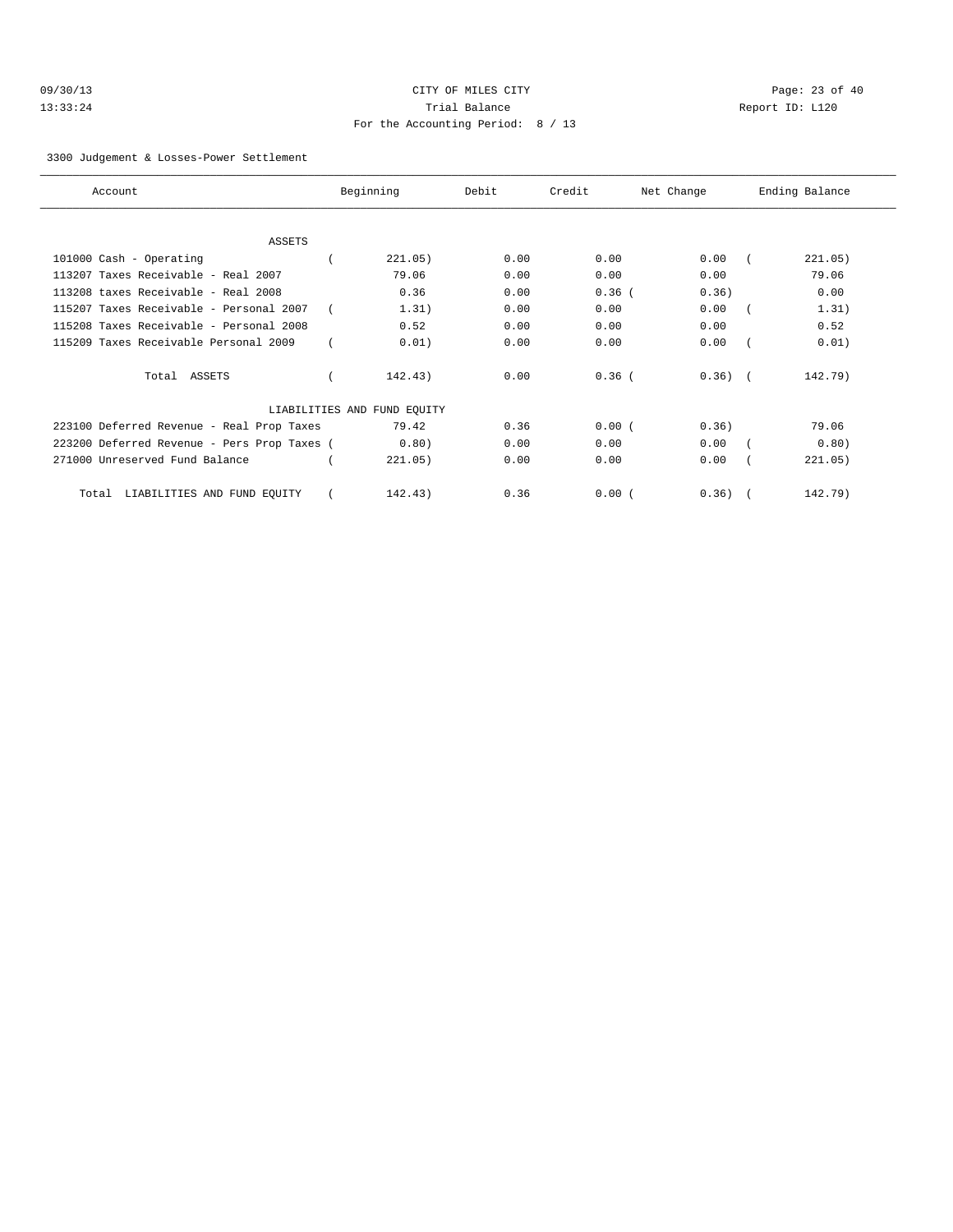09/30/13 CITY OF MILES CITY
13:33:24 Trial Balance Report ID: L120
For the Accounting Period: 8 / 13

3300 Judgement & Losses-Power Settlement

| Account | Beginning | Debit | Credit | Net Change | Ending Balance |
|---|---|---|---|---|---|
| ASSETS | | | | | |
| 101000 Cash - Operating | ( 221.05) | 0.00 | 0.00 | 0.00 | ( 221.05) |
| 113207 Taxes Receivable - Real 2007 | 79.06 | 0.00 | 0.00 | 0.00 | 79.06 |
| 113208 taxes Receivable - Real 2008 | 0.36 | 0.00 | 0.36 | ( 0.36) | 0.00 |
| 115207 Taxes Receivable - Personal 2007 | ( 1.31) | 0.00 | 0.00 | 0.00 | ( 1.31) |
| 115208 Taxes Receivable - Personal 2008 | 0.52 | 0.00 | 0.00 | 0.00 | 0.52 |
| 115209 Taxes Receivable Personal 2009 | ( 0.01) | 0.00 | 0.00 | 0.00 | ( 0.01) |
| Total ASSETS | ( 142.43) | 0.00 | 0.36 | ( 0.36) | ( 142.79) |
| LIABILITIES AND FUND EQUITY | | | | | |
| 223100 Deferred Revenue - Real Prop Taxes | 79.42 | 0.36 | 0.00 | ( 0.36) | 79.06 |
| 223200 Deferred Revenue - Pers Prop Taxes | ( 0.80) | 0.00 | 0.00 | 0.00 | ( 0.80) |
| 271000 Unreserved Fund Balance | ( 221.05) | 0.00 | 0.00 | 0.00 | ( 221.05) |
| Total LIABILITIES AND FUND EQUITY | ( 142.43) | 0.36 | 0.00 | ( 0.36) | ( 142.79) |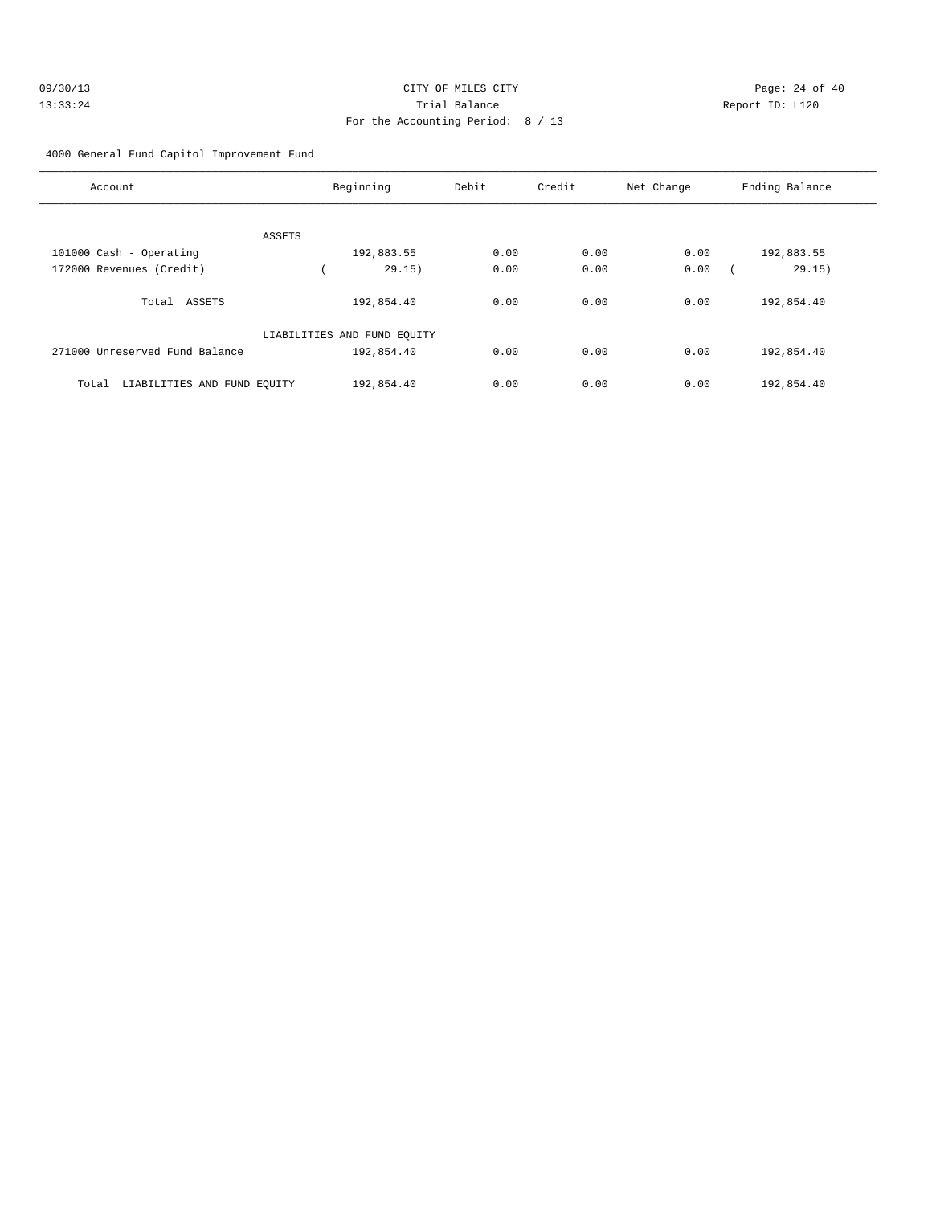CITY OF MILES CITY
Trial Balance
For the Accounting Period: 8 / 13

09/30/13
13:33:24

Report ID: L120

4000 General Fund Capitol Improvement Fund

| Account | Beginning | Debit | Credit | Net Change | Ending Balance |
|---|---|---|---|---|---|
| ASSETS | | | | | |
| 101000 Cash - Operating | 192,883.55 | 0.00 | 0.00 | 0.00 | 192,883.55 |
| 172000 Revenues (Credit) | ( 29.15) | 0.00 | 0.00 | 0.00 | ( 29.15) |
| Total ASSETS | 192,854.40 | 0.00 | 0.00 | 0.00 | 192,854.40 |
| LIABILITIES AND FUND EQUITY | | | | | |
| 271000 Unreserved Fund Balance | 192,854.40 | 0.00 | 0.00 | 0.00 | 192,854.40 |
| Total LIABILITIES AND FUND EQUITY | 192,854.40 | 0.00 | 0.00 | 0.00 | 192,854.40 |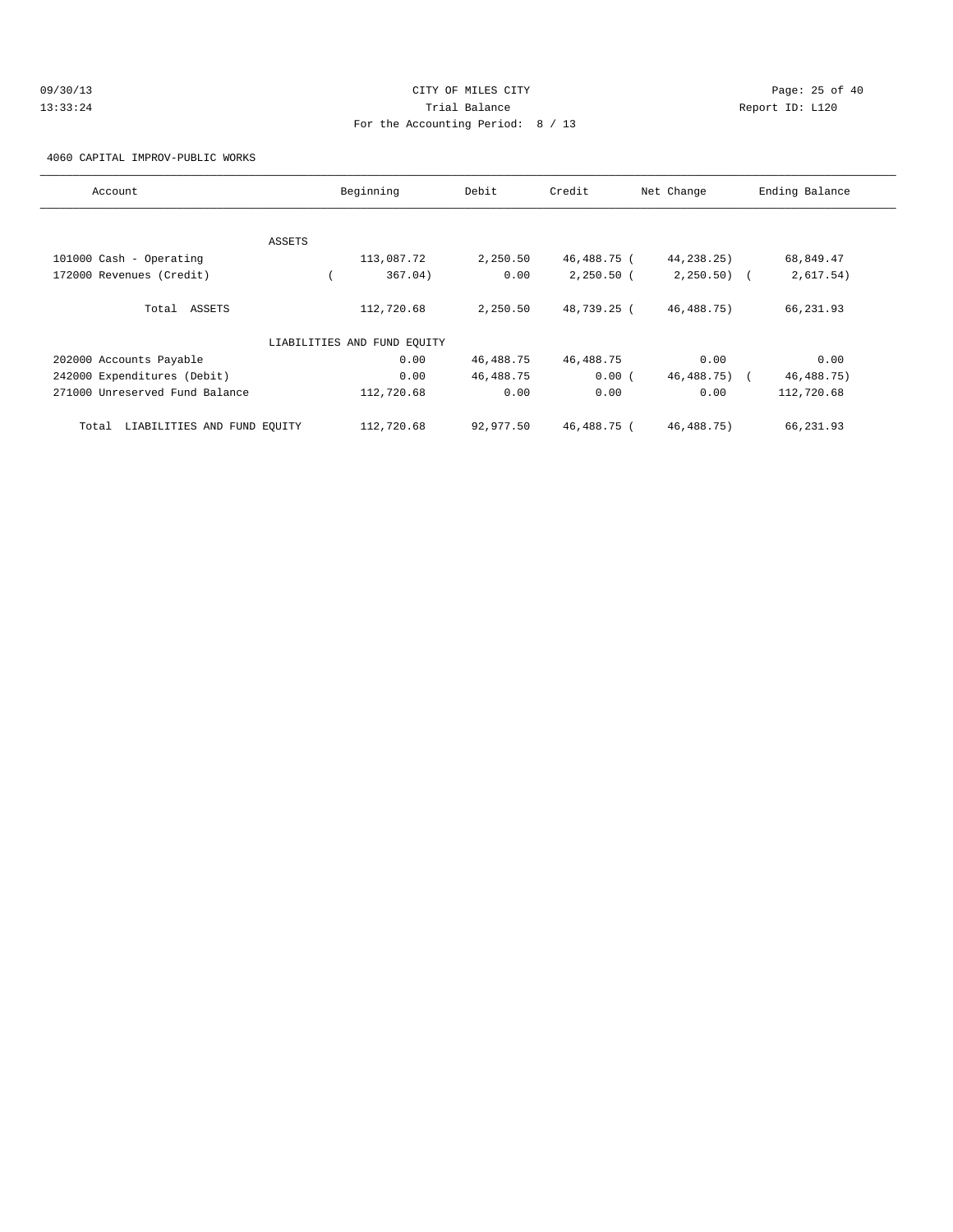09/30/13 CITY OF MILES CITY
13:33:24 Trial Balance Report ID: L120
For the Accounting Period: 8 / 13

4060 CAPITAL IMPROV-PUBLIC WORKS

| Account | Beginning | Debit | Credit | Net Change | Ending Balance |
|---|---|---|---|---|---|
| ASSETS | | | | | |
| 101000 Cash - Operating | 113,087.72 | 2,250.50 | 46,488.75 | ( 44,238.25) | 68,849.47 |
| 172000 Revenues (Credit) | ( 367.04) | 0.00 | 2,250.50 | ( 2,250.50) | ( 2,617.54) |
| Total ASSETS | 112,720.68 | 2,250.50 | 48,739.25 | ( 46,488.75) | 66,231.93 |
| LIABILITIES AND FUND EQUITY | | | | | |
| 202000 Accounts Payable | 0.00 | 46,488.75 | 46,488.75 | 0.00 | 0.00 |
| 242000 Expenditures (Debit) | 0.00 | 46,488.75 | 0.00 | ( 46,488.75) | ( 46,488.75) |
| 271000 Unreserved Fund Balance | 112,720.68 | 0.00 | 0.00 | 0.00 | 112,720.68 |
| Total LIABILITIES AND FUND EQUITY | 112,720.68 | 92,977.50 | 46,488.75 | ( 46,488.75) | 66,231.93 |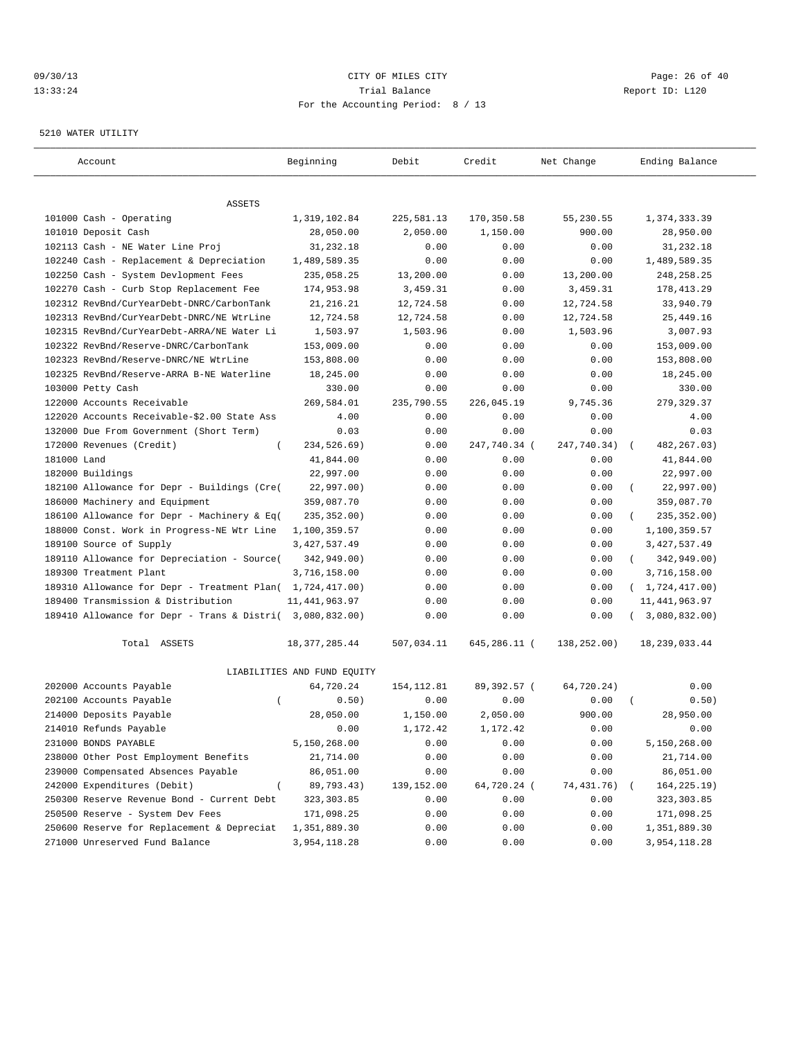09/30/13 CITY OF MILES CITY
13:33:24 Trial Balance Report ID: L120
For the Accounting Period: 8 / 13

5210 WATER UTILITY

| Account | Beginning | Debit | Credit | Net Change | Ending Balance |
|---|---|---|---|---|---|
| ASSETS | | | | | |
| 101000 Cash - Operating | 1,319,102.84 | 225,581.13 | 170,350.58 | 55,230.55 | 1,374,333.39 |
| 101010 Deposit Cash | 28,050.00 | 2,050.00 | 1,150.00 | 900.00 | 28,950.00 |
| 102113 Cash - NE Water Line Proj | 31,232.18 | 0.00 | 0.00 | 0.00 | 31,232.18 |
| 102240 Cash - Replacement & Depreciation | 1,489,589.35 | 0.00 | 0.00 | 0.00 | 1,489,589.35 |
| 102250 Cash - System Devlopment Fees | 235,058.25 | 13,200.00 | 0.00 | 13,200.00 | 248,258.25 |
| 102270 Cash - Curb Stop Replacement Fee | 174,953.98 | 3,459.31 | 0.00 | 3,459.31 | 178,413.29 |
| 102312 RevBnd/CurYearDebt-DNRC/CarbonTank | 21,216.21 | 12,724.58 | 0.00 | 12,724.58 | 33,940.79 |
| 102313 RevBnd/CurYearDebt-DNRC/NE WtrLine | 12,724.58 | 12,724.58 | 0.00 | 12,724.58 | 25,449.16 |
| 102315 RevBnd/CurYearDebt-ARRA/NE Water Li | 1,503.97 | 1,503.96 | 0.00 | 1,503.96 | 3,007.93 |
| 102322 RevBnd/Reserve-DNRC/CarbonTank | 153,009.00 | 0.00 | 0.00 | 0.00 | 153,009.00 |
| 102323 RevBnd/Reserve-DNRC/NE WtrLine | 153,808.00 | 0.00 | 0.00 | 0.00 | 153,808.00 |
| 102325 RevBnd/Reserve-ARRA B-NE Waterline | 18,245.00 | 0.00 | 0.00 | 0.00 | 18,245.00 |
| 103000 Petty Cash | 330.00 | 0.00 | 0.00 | 0.00 | 330.00 |
| 122000 Accounts Receivable | 269,584.01 | 235,790.55 | 226,045.19 | 9,745.36 | 279,329.37 |
| 122020 Accounts Receivable-$2.00 State Ass | 4.00 | 0.00 | 0.00 | 0.00 | 4.00 |
| 132000 Due From Government (Short Term) | 0.03 | 0.00 | 0.00 | 0.00 | 0.03 |
| 172000 Revenues (Credit) | ( 234,526.69) | 0.00 | 247,740.34 | ( 247,740.34) | ( 482,267.03) |
| 181000 Land | 41,844.00 | 0.00 | 0.00 | 0.00 | 41,844.00 |
| 182000 Buildings | 22,997.00 | 0.00 | 0.00 | 0.00 | 22,997.00 |
| 182100 Allowance for Depr - Buildings (Cre( | 22,997.00) | 0.00 | 0.00 | 0.00 | ( 22,997.00) |
| 186000 Machinery and Equipment | 359,087.70 | 0.00 | 0.00 | 0.00 | 359,087.70 |
| 186100 Allowance for Depr - Machinery & Eq( | 235,352.00) | 0.00 | 0.00 | 0.00 | ( 235,352.00) |
| 188000 Const. Work in Progress-NE Wtr Line | 1,100,359.57 | 0.00 | 0.00 | 0.00 | 1,100,359.57 |
| 189100 Source of Supply | 3,427,537.49 | 0.00 | 0.00 | 0.00 | 3,427,537.49 |
| 189110 Allowance for Depreciation - Source( | 342,949.00) | 0.00 | 0.00 | 0.00 | ( 342,949.00) |
| 189300 Treatment Plant | 3,716,158.00 | 0.00 | 0.00 | 0.00 | 3,716,158.00 |
| 189310 Allowance for Depr - Treatment Plan( | 1,724,417.00) | 0.00 | 0.00 | 0.00 | ( 1,724,417.00) |
| 189400 Transmission & Distribution | 11,441,963.97 | 0.00 | 0.00 | 0.00 | 11,441,963.97 |
| 189410 Allowance for Depr - Trans & Distri( | 3,080,832.00) | 0.00 | 0.00 | 0.00 | ( 3,080,832.00) |
| Total ASSETS | 18,377,285.44 | 507,034.11 | 645,286.11 | ( 138,252.00) | 18,239,033.44 |
| LIABILITIES AND FUND EQUITY | | | | | |
| 202000 Accounts Payable | 64,720.24 | 154,112.81 | 89,392.57 | ( 64,720.24) | 0.00 |
| 202100 Accounts Payable | ( 0.50) | 0.00 | 0.00 | 0.00 | ( 0.50) |
| 214000 Deposits Payable | 28,050.00 | 1,150.00 | 2,050.00 | 900.00 | 28,950.00 |
| 214010 Refunds Payable | 0.00 | 1,172.42 | 1,172.42 | 0.00 | 0.00 |
| 231000 BONDS PAYABLE | 5,150,268.00 | 0.00 | 0.00 | 0.00 | 5,150,268.00 |
| 238000 Other Post Employment Benefits | 21,714.00 | 0.00 | 0.00 | 0.00 | 21,714.00 |
| 239000 Compensated Absences Payable | 86,051.00 | 0.00 | 0.00 | 0.00 | 86,051.00 |
| 242000 Expenditures (Debit) | ( 89,793.43) | 139,152.00 | 64,720.24 | ( 74,431.76) | ( 164,225.19) |
| 250300 Reserve Revenue Bond - Current Debt | 323,303.85 | 0.00 | 0.00 | 0.00 | 323,303.85 |
| 250500 Reserve - System Dev Fees | 171,098.25 | 0.00 | 0.00 | 0.00 | 171,098.25 |
| 250600 Reserve for Replacement & Depreciat | 1,351,889.30 | 0.00 | 0.00 | 0.00 | 1,351,889.30 |
| 271000 Unreserved Fund Balance | 3,954,118.28 | 0.00 | 0.00 | 0.00 | 3,954,118.28 |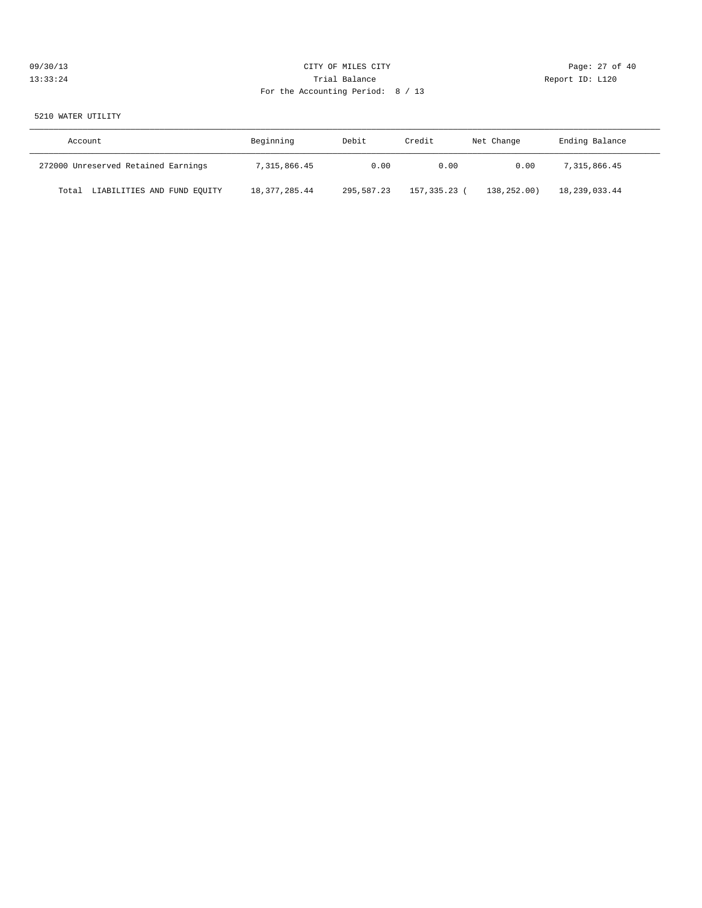CITY OF MILES CITY
Trial Balance
For the Accounting Period: 8 / 13

09/30/13
13:33:24

Report ID: L120

5210 WATER UTILITY

| Account | Beginning | Debit | Credit | Net Change | Ending Balance |
|---|---|---|---|---|---|
| 272000 Unreserved Retained Earnings | 7,315,866.45 | 0.00 | 0.00 | 0.00 | 7,315,866.45 |
| Total LIABILITIES AND FUND EQUITY | 18,377,285.44 | 295,587.23 | 157,335.23 | ( 138,252.00) | 18,239,033.44 |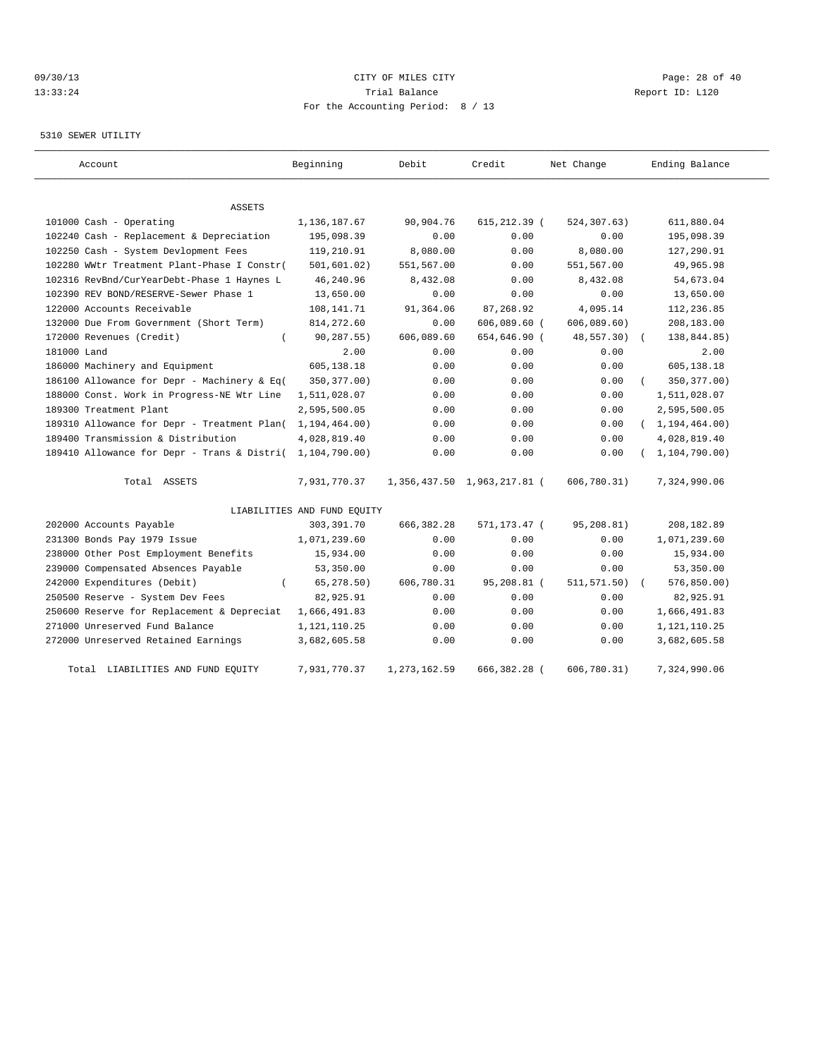09/30/13 CITY OF MILES CITY
13:33:24 Trial Balance Report ID: L120
For the Accounting Period: 8 / 13

5310 SEWER UTILITY

| Account | Beginning | Debit | Credit | Net Change | Ending Balance |
|---|---|---|---|---|---|
| ASSETS | | | | | |
| 101000 Cash - Operating | 1,136,187.67 | 90,904.76 | 615,212.39 | (524,307.63) | 611,880.04 |
| 102240 Cash - Replacement & Depreciation | 195,098.39 | 0.00 | 0.00 | 0.00 | 195,098.39 |
| 102250 Cash - System Devlopment Fees | 119,210.91 | 8,080.00 | 0.00 | 8,080.00 | 127,290.91 |
| 102280 WWtr Treatment Plant-Phase I Constr( | 501,601.02) | 551,567.00 | 0.00 | 551,567.00 | 49,965.98 |
| 102316 RevBnd/CurYearDebt-Phase 1 Haynes L | 46,240.96 | 8,432.08 | 0.00 | 8,432.08 | 54,673.04 |
| 102390 REV BOND/RESERVE-Sewer Phase 1 | 13,650.00 | 0.00 | 0.00 | 0.00 | 13,650.00 |
| 122000 Accounts Receivable | 108,141.71 | 91,364.06 | 87,268.92 | 4,095.14 | 112,236.85 |
| 132000 Due From Government (Short Term) | 814,272.60 | 0.00 | 606,089.60 | (606,089.60) | 208,183.00 |
| 172000 Revenues (Credit) | (90,287.55) | 606,089.60 | 654,646.90 | (48,557.30) | (138,844.85) |
| 181000 Land | 2.00 | 0.00 | 0.00 | 0.00 | 2.00 |
| 186000 Machinery and Equipment | 605,138.18 | 0.00 | 0.00 | 0.00 | 605,138.18 |
| 186100 Allowance for Depr - Machinery & Eq( | 350,377.00) | 0.00 | 0.00 | 0.00 | (350,377.00) |
| 188000 Const. Work in Progress-NE Wtr Line | 1,511,028.07 | 0.00 | 0.00 | 0.00 | 1,511,028.07 |
| 189300 Treatment Plant | 2,595,500.05 | 0.00 | 0.00 | 0.00 | 2,595,500.05 |
| 189310 Allowance for Depr - Treatment Plan( | 1,194,464.00) | 0.00 | 0.00 | 0.00 | (1,194,464.00) |
| 189400 Transmission & Distribution | 4,028,819.40 | 0.00 | 0.00 | 0.00 | 4,028,819.40 |
| 189410 Allowance for Depr - Trans & Distri( | 1,104,790.00) | 0.00 | 0.00 | 0.00 | (1,104,790.00) |
| Total ASSETS | 7,931,770.37 | 1,356,437.50 | 1,963,217.81 | (606,780.31) | 7,324,990.06 |
| LIABILITIES AND FUND EQUITY | | | | | |
| 202000 Accounts Payable | 303,391.70 | 666,382.28 | 571,173.47 | (95,208.81) | 208,182.89 |
| 231300 Bonds Pay 1979 Issue | 1,071,239.60 | 0.00 | 0.00 | 0.00 | 1,071,239.60 |
| 238000 Other Post Employment Benefits | 15,934.00 | 0.00 | 0.00 | 0.00 | 15,934.00 |
| 239000 Compensated Absences Payable | 53,350.00 | 0.00 | 0.00 | 0.00 | 53,350.00 |
| 242000 Expenditures (Debit) | (65,278.50) | 606,780.31 | 95,208.81 | (511,571.50) | (576,850.00) |
| 250500 Reserve - System Dev Fees | 82,925.91 | 0.00 | 0.00 | 0.00 | 82,925.91 |
| 250600 Reserve for Replacement & Depreciat | 1,666,491.83 | 0.00 | 0.00 | 0.00 | 1,666,491.83 |
| 271000 Unreserved Fund Balance | 1,121,110.25 | 0.00 | 0.00 | 0.00 | 1,121,110.25 |
| 272000 Unreserved Retained Earnings | 3,682,605.58 | 0.00 | 0.00 | 0.00 | 3,682,605.58 |
| Total LIABILITIES AND FUND EQUITY | 7,931,770.37 | 1,273,162.59 | 666,382.28 | (606,780.31) | 7,324,990.06 |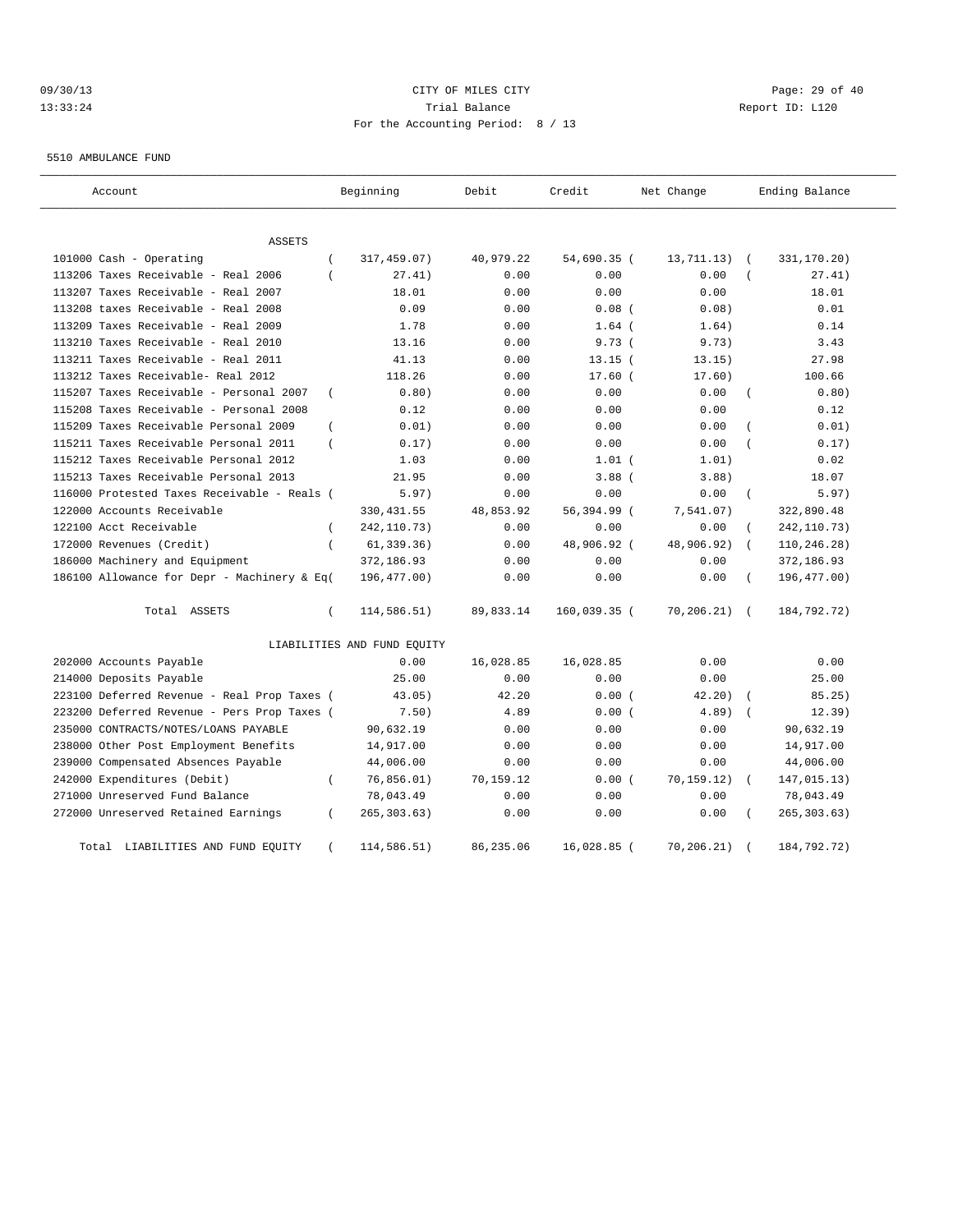09/30/13 CITY OF MILES CITY
13:33:24 Trial Balance Report ID: L120
For the Accounting Period: 8 / 13

5510 AMBULANCE FUND

| Account | Beginning | Debit | Credit | Net Change | Ending Balance |
|---|---|---|---|---|---|
| ASSETS | | | | | |
| 101000 Cash - Operating | ( 317,459.07) | 40,979.22 | 54,690.35 | ( 13,711.13) | ( 331,170.20) |
| 113206 Taxes Receivable - Real 2006 | ( 27.41) | 0.00 | 0.00 | 0.00 | ( 27.41) |
| 113207 Taxes Receivable - Real 2007 | 18.01 | 0.00 | 0.00 | 0.00 | 18.01 |
| 113208 taxes Receivable - Real 2008 | 0.09 | 0.00 | 0.08 | ( 0.08) | 0.01 |
| 113209 Taxes Receivable - Real 2009 | 1.78 | 0.00 | 1.64 | ( 1.64) | 0.14 |
| 113210 Taxes Receivable - Real 2010 | 13.16 | 0.00 | 9.73 | ( 9.73) | 3.43 |
| 113211 Taxes Receivable - Real 2011 | 41.13 | 0.00 | 13.15 | ( 13.15) | 27.98 |
| 113212 Taxes Receivable- Real 2012 | 118.26 | 0.00 | 17.60 | ( 17.60) | 100.66 |
| 115207 Taxes Receivable - Personal 2007 | ( 0.80) | 0.00 | 0.00 | 0.00 | ( 0.80) |
| 115208 Taxes Receivable - Personal 2008 | 0.12 | 0.00 | 0.00 | 0.00 | 0.12 |
| 115209 Taxes Receivable Personal 2009 | ( 0.01) | 0.00 | 0.00 | 0.00 | ( 0.01) |
| 115211 Taxes Receivable Personal 2011 | ( 0.17) | 0.00 | 0.00 | 0.00 | ( 0.17) |
| 115212 Taxes Receivable Personal 2012 | 1.03 | 0.00 | 1.01 | ( 1.01) | 0.02 |
| 115213 Taxes Receivable Personal 2013 | 21.95 | 0.00 | 3.88 | ( 3.88) | 18.07 |
| 116000 Protested Taxes Receivable - Reals | ( 5.97) | 0.00 | 0.00 | 0.00 | ( 5.97) |
| 122000 Accounts Receivable | 330,431.55 | 48,853.92 | 56,394.99 | ( 7,541.07) | 322,890.48 |
| 122100 Acct Receivable | ( 242,110.73) | 0.00 | 0.00 | 0.00 | ( 242,110.73) |
| 172000 Revenues (Credit) | ( 61,339.36) | 0.00 | 48,906.92 | ( 48,906.92) | ( 110,246.28) |
| 186000 Machinery and Equipment | 372,186.93 | 0.00 | 0.00 | 0.00 | 372,186.93 |
| 186100 Allowance for Depr - Machinery & Eq | ( 196,477.00) | 0.00 | 0.00 | 0.00 | ( 196,477.00) |
| Total ASSETS | ( 114,586.51) | 89,833.14 | 160,039.35 | ( 70,206.21) | ( 184,792.72) |
| LIABILITIES AND FUND EQUITY | | | | | |
| 202000 Accounts Payable | 0.00 | 16,028.85 | 16,028.85 | 0.00 | 0.00 |
| 214000 Deposits Payable | 25.00 | 0.00 | 0.00 | 0.00 | 25.00 |
| 223100 Deferred Revenue - Real Prop Taxes | ( 43.05) | 42.20 | 0.00 | ( 42.20) | ( 85.25) |
| 223200 Deferred Revenue - Pers Prop Taxes | ( 7.50) | 4.89 | 0.00 | ( 4.89) | ( 12.39) |
| 235000 CONTRACTS/NOTES/LOANS PAYABLE | 90,632.19 | 0.00 | 0.00 | 0.00 | 90,632.19 |
| 238000 Other Post Employment Benefits | 14,917.00 | 0.00 | 0.00 | 0.00 | 14,917.00 |
| 239000 Compensated Absences Payable | 44,006.00 | 0.00 | 0.00 | 0.00 | 44,006.00 |
| 242000 Expenditures (Debit) | ( 76,856.01) | 70,159.12 | 0.00 | ( 70,159.12) | ( 147,015.13) |
| 271000 Unreserved Fund Balance | 78,043.49 | 0.00 | 0.00 | 0.00 | 78,043.49 |
| 272000 Unreserved Retained Earnings | ( 265,303.63) | 0.00 | 0.00 | 0.00 | ( 265,303.63) |
| Total LIABILITIES AND FUND EQUITY | ( 114,586.51) | 86,235.06 | 16,028.85 | ( 70,206.21) | ( 184,792.72) |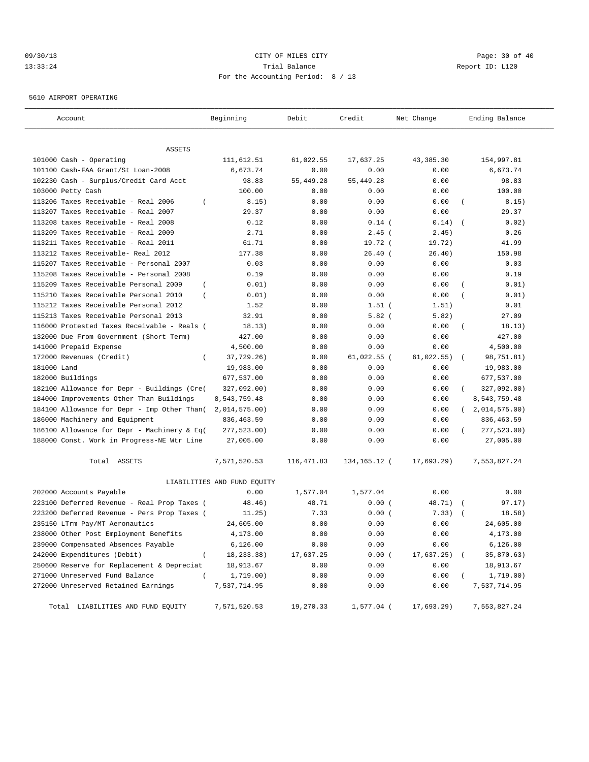09/30/13 CITY OF MILES CITY
13:33:24 Trial Balance Report ID: L120
For the Accounting Period: 8 / 13

5610 AIRPORT OPERATING

| Account | Beginning | Debit | Credit | Net Change | Ending Balance |
|---|---|---|---|---|---|
| ASSETS | | | | | |
| 101000 Cash - Operating | 111,612.51 | 61,022.55 | 17,637.25 | 43,385.30 | 154,997.81 |
| 101100 Cash-FAA Grant/St Loan-2008 | 6,673.74 | 0.00 | 0.00 | 0.00 | 6,673.74 |
| 102230 Cash - Surplus/Credit Card Acct | 98.83 | 55,449.28 | 55,449.28 | 0.00 | 98.83 |
| 103000 Petty Cash | 100.00 | 0.00 | 0.00 | 0.00 | 100.00 |
| 113206 Taxes Receivable - Real 2006 | ( 8.15) | 0.00 | 0.00 | 0.00 | ( 8.15) |
| 113207 Taxes Receivable - Real 2007 | 29.37 | 0.00 | 0.00 | 0.00 | 29.37 |
| 113208 taxes Receivable - Real 2008 | 0.12 | 0.00 | 0.14 | ( 0.14) | ( 0.02) |
| 113209 Taxes Receivable - Real 2009 | 2.71 | 0.00 | 2.45 | ( 2.45) | 0.26 |
| 113211 Taxes Receivable - Real 2011 | 61.71 | 0.00 | 19.72 | ( 19.72) | 41.99 |
| 113212 Taxes Receivable- Real 2012 | 177.38 | 0.00 | 26.40 | ( 26.40) | 150.98 |
| 115207 Taxes Receivable - Personal 2007 | 0.03 | 0.00 | 0.00 | 0.00 | 0.03 |
| 115208 Taxes Receivable - Personal 2008 | 0.19 | 0.00 | 0.00 | 0.00 | 0.19 |
| 115209 Taxes Receivable Personal 2009 | ( 0.01) | 0.00 | 0.00 | 0.00 | ( 0.01) |
| 115210 Taxes Receivable Personal 2010 | ( 0.01) | 0.00 | 0.00 | 0.00 | ( 0.01) |
| 115212 Taxes Receivable Personal 2012 | 1.52 | 0.00 | 1.51 | ( 1.51) | 0.01 |
| 115213 Taxes Receivable Personal 2013 | 32.91 | 0.00 | 5.82 | ( 5.82) | 27.09 |
| 116000 Protested Taxes Receivable - Reals | ( 18.13) | 0.00 | 0.00 | 0.00 | ( 18.13) |
| 132000 Due From Government (Short Term) | 427.00 | 0.00 | 0.00 | 0.00 | 427.00 |
| 141000 Prepaid Expense | 4,500.00 | 0.00 | 0.00 | 0.00 | 4,500.00 |
| 172000 Revenues (Credit) | ( 37,729.26) | 0.00 | 61,022.55 | ( 61,022.55) | ( 98,751.81) |
| 181000 Land | 19,983.00 | 0.00 | 0.00 | 0.00 | 19,983.00 |
| 182000 Buildings | 677,537.00 | 0.00 | 0.00 | 0.00 | 677,537.00 |
| 182100 Allowance for Depr - Buildings (Cre | ( 327,092.00) | 0.00 | 0.00 | 0.00 | ( 327,092.00) |
| 184000 Improvements Other Than Buildings | 8,543,759.48 | 0.00 | 0.00 | 0.00 | 8,543,759.48 |
| 184100 Allowance for Depr - Imp Other Than | ( 2,014,575.00) | 0.00 | 0.00 | 0.00 | ( 2,014,575.00) |
| 186000 Machinery and Equipment | 836,463.59 | 0.00 | 0.00 | 0.00 | 836,463.59 |
| 186100 Allowance for Depr - Machinery & Eq | ( 277,523.00) | 0.00 | 0.00 | 0.00 | ( 277,523.00) |
| 188000 Const. Work in Progress-NE Wtr Line | 27,005.00 | 0.00 | 0.00 | 0.00 | 27,005.00 |
| Total ASSETS | 7,571,520.53 | 116,471.83 | 134,165.12 | ( 17,693.29) | 7,553,827.24 |
| LIABILITIES AND FUND EQUITY | | | | | |
| 202000 Accounts Payable | 0.00 | 1,577.04 | 1,577.04 | 0.00 | 0.00 |
| 223100 Deferred Revenue - Real Prop Taxes | ( 48.46) | 48.71 | 0.00 | ( 48.71) | ( 97.17) |
| 223200 Deferred Revenue - Pers Prop Taxes | ( 11.25) | 7.33 | 0.00 | ( 7.33) | ( 18.58) |
| 235150 LTrm Pay/MT Aeronautics | 24,605.00 | 0.00 | 0.00 | 0.00 | 24,605.00 |
| 238000 Other Post Employment Benefits | 4,173.00 | 0.00 | 0.00 | 0.00 | 4,173.00 |
| 239000 Compensated Absences Payable | 6,126.00 | 0.00 | 0.00 | 0.00 | 6,126.00 |
| 242000 Expenditures (Debit) | ( 18,233.38) | 17,637.25 | 0.00 | ( 17,637.25) | ( 35,870.63) |
| 250600 Reserve for Replacement & Depreciat | 18,913.67 | 0.00 | 0.00 | 0.00 | 18,913.67 |
| 271000 Unreserved Fund Balance | ( 1,719.00) | 0.00 | 0.00 | 0.00 | ( 1,719.00) |
| 272000 Unreserved Retained Earnings | 7,537,714.95 | 0.00 | 0.00 | 0.00 | 7,537,714.95 |
| Total LIABILITIES AND FUND EQUITY | 7,571,520.53 | 19,270.33 | 1,577.04 | ( 17,693.29) | 7,553,827.24 |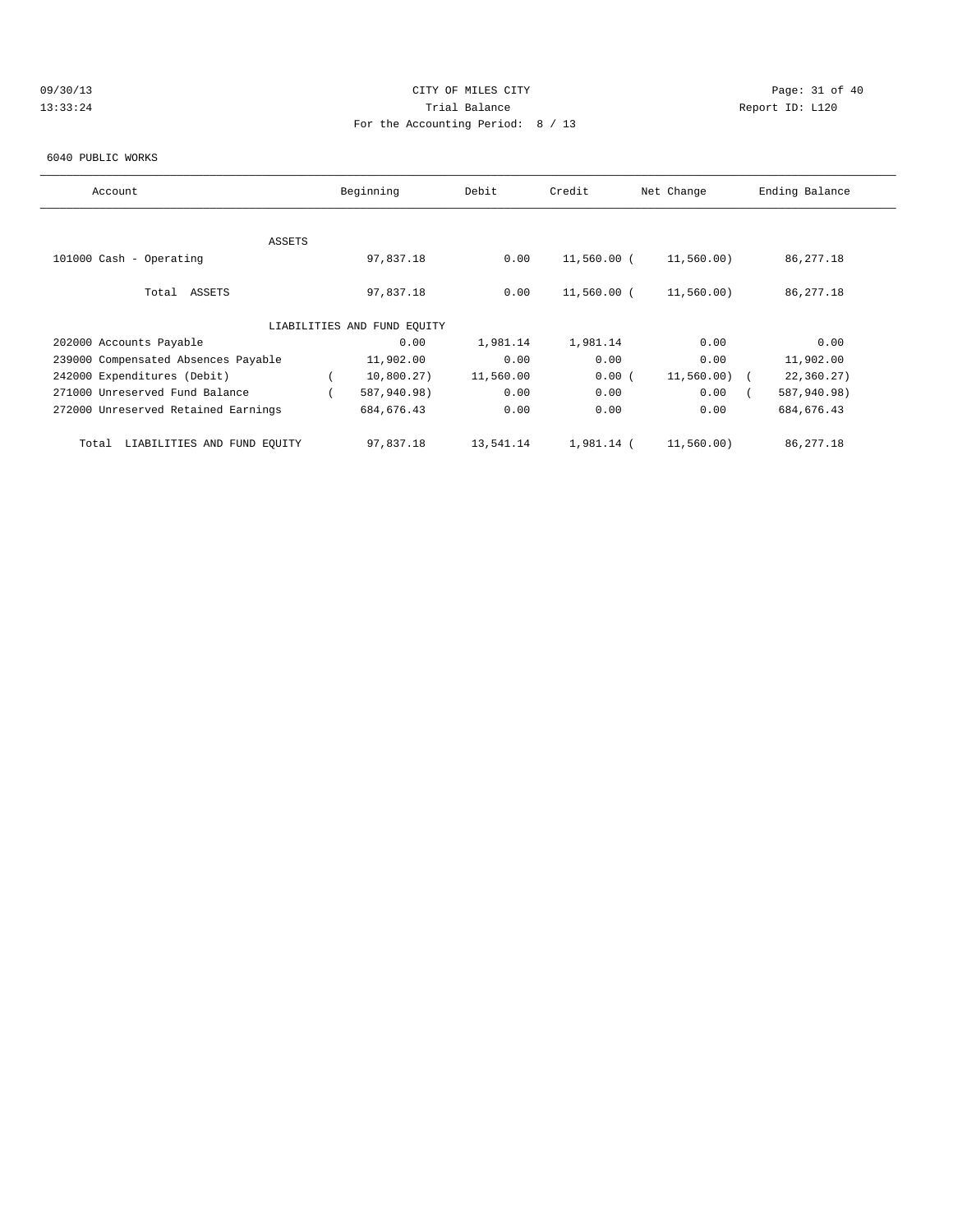CITY OF MILES CITY

Trial Balance

For the Accounting Period: 8 / 13

09/30/13 13:33:24 Report ID: L120

6040 PUBLIC WORKS

| Account | Beginning | Debit | Credit | Net Change | Ending Balance |
|---|---|---|---|---|---|
| ASSETS | | | | | |
| 101000 Cash - Operating | 97,837.18 | 0.00 | 11,560.00 | ( 11,560.00) | 86,277.18 |
| Total ASSETS | 97,837.18 | 0.00 | 11,560.00 | ( 11,560.00) | 86,277.18 |
| LIABILITIES AND FUND EQUITY | | | | | |
| 202000 Accounts Payable | 0.00 | 1,981.14 | 1,981.14 | 0.00 | 0.00 |
| 239000 Compensated Absences Payable | 11,902.00 | 0.00 | 0.00 | 0.00 | 11,902.00 |
| 242000 Expenditures (Debit) | ( 10,800.27) | 11,560.00 | 0.00 | ( 11,560.00) | ( 22,360.27) |
| 271000 Unreserved Fund Balance | ( 587,940.98) | 0.00 | 0.00 | 0.00 | ( 587,940.98) |
| 272000 Unreserved Retained Earnings | 684,676.43 | 0.00 | 0.00 | 0.00 | 684,676.43 |
| Total LIABILITIES AND FUND EQUITY | 97,837.18 | 13,541.14 | 1,981.14 | ( 11,560.00) | 86,277.18 |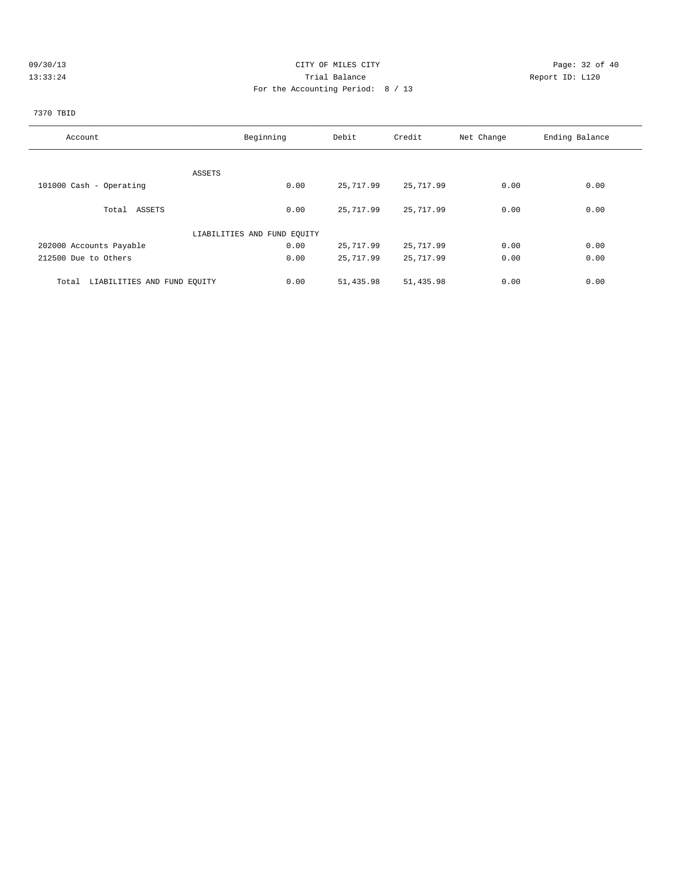09/30/13 CITY OF MILES CITY
13:33:24 Trial Balance Report ID: L120
For the Accounting Period: 8 / 13

7370 TBID

| Account | Beginning | Debit | Credit | Net Change | Ending Balance |
|---|---|---|---|---|---|
| ASSETS | | | | | |
| 101000 Cash - Operating | 0.00 | 25,717.99 | 25,717.99 | 0.00 | 0.00 |
| Total ASSETS | 0.00 | 25,717.99 | 25,717.99 | 0.00 | 0.00 |
| LIABILITIES AND FUND EQUITY | | | | | |
| 202000 Accounts Payable | 0.00 | 25,717.99 | 25,717.99 | 0.00 | 0.00 |
| 212500 Due to Others | 0.00 | 25,717.99 | 25,717.99 | 0.00 | 0.00 |
| Total LIABILITIES AND FUND EQUITY | 0.00 | 51,435.98 | 51,435.98 | 0.00 | 0.00 |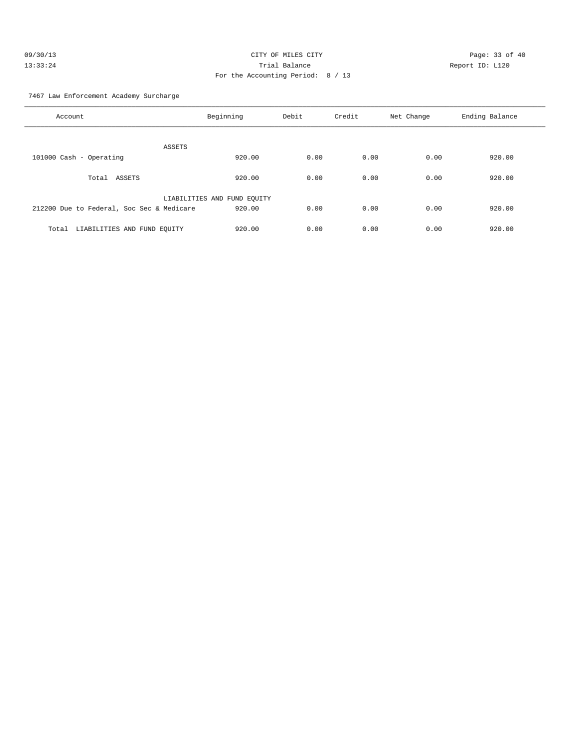09/30/13
13:33:24

CITY OF MILES CITY
Trial Balance
For the Accounting Period: 8 / 13

Report ID: L120

7467 Law Enforcement Academy Surcharge

| Account | Beginning | Debit | Credit | Net Change | Ending Balance |
|---|---|---|---|---|---|
| ASSETS | | | | | |
| 101000 Cash - Operating | 920.00 | 0.00 | 0.00 | 0.00 | 920.00 |
| Total ASSETS | 920.00 | 0.00 | 0.00 | 0.00 | 920.00 |
| LIABILITIES AND FUND EQUITY | | | | | |
| 212200 Due to Federal, Soc Sec & Medicare | 920.00 | 0.00 | 0.00 | 0.00 | 920.00 |
| Total LIABILITIES AND FUND EQUITY | 920.00 | 0.00 | 0.00 | 0.00 | 920.00 |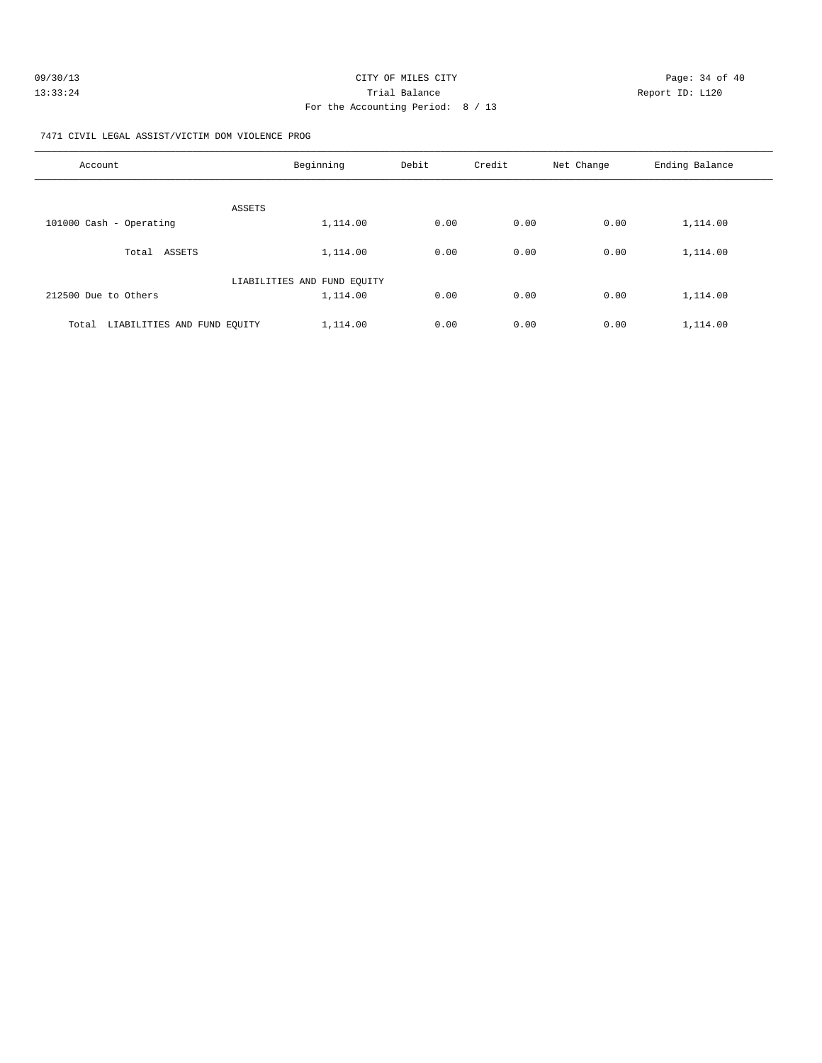09/30/13
13:33:24

CITY OF MILES CITY
Trial Balance
For the Accounting Period: 8 / 13

Report ID: L120

7471 CIVIL LEGAL ASSIST/VICTIM DOM VIOLENCE PROG

| Account | Beginning | Debit | Credit | Net Change | Ending Balance |
|---|---|---|---|---|---|
| ASSETS | | | | | |
| 101000 Cash - Operating | 1,114.00 | 0.00 | 0.00 | 0.00 | 1,114.00 |
| Total ASSETS | 1,114.00 | 0.00 | 0.00 | 0.00 | 1,114.00 |
| LIABILITIES AND FUND EQUITY | | | | | |
| 212500 Due to Others | 1,114.00 | 0.00 | 0.00 | 0.00 | 1,114.00 |
| Total LIABILITIES AND FUND EQUITY | 1,114.00 | 0.00 | 0.00 | 0.00 | 1,114.00 |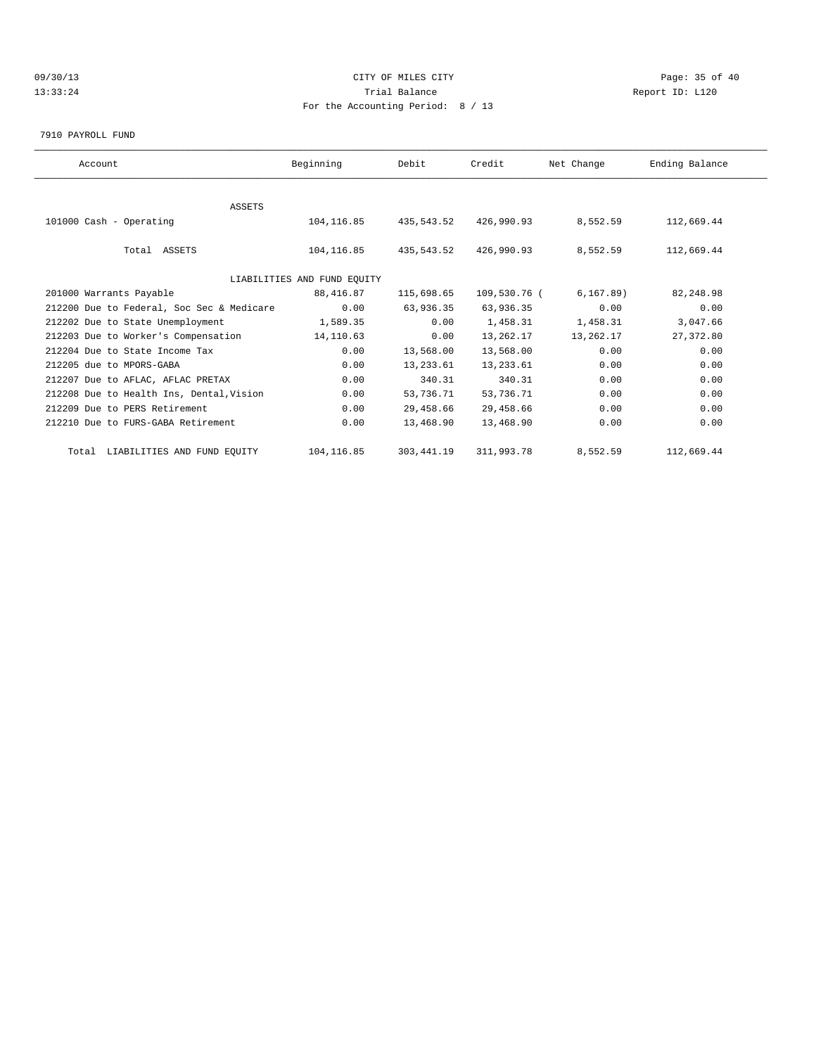09/30/13 CITY OF MILES CITY
13:33:24 Trial Balance Report ID: L120
For the Accounting Period: 8 / 13

7910 PAYROLL FUND

| Account | Beginning | Debit | Credit | Net Change | Ending Balance |
|---|---|---|---|---|---|
| ASSETS | | | | | |
| 101000 Cash - Operating | 104,116.85 | 435,543.52 | 426,990.93 | 8,552.59 | 112,669.44 |
| Total ASSETS | 104,116.85 | 435,543.52 | 426,990.93 | 8,552.59 | 112,669.44 |
| LIABILITIES AND FUND EQUITY | | | | | |
| 201000 Warrants Payable | 88,416.87 | 115,698.65 | 109,530.76 | ( 6,167.89) | 82,248.98 |
| 212200 Due to Federal, Soc Sec & Medicare | 0.00 | 63,936.35 | 63,936.35 | 0.00 | 0.00 |
| 212202 Due to State Unemployment | 1,589.35 | 0.00 | 1,458.31 | 1,458.31 | 3,047.66 |
| 212203 Due to Worker's Compensation | 14,110.63 | 0.00 | 13,262.17 | 13,262.17 | 27,372.80 |
| 212204 Due to State Income Tax | 0.00 | 13,568.00 | 13,568.00 | 0.00 | 0.00 |
| 212205 due to MPORS-GABA | 0.00 | 13,233.61 | 13,233.61 | 0.00 | 0.00 |
| 212207 Due to AFLAC, AFLAC PRETAX | 0.00 | 340.31 | 340.31 | 0.00 | 0.00 |
| 212208 Due to Health Ins, Dental,Vision | 0.00 | 53,736.71 | 53,736.71 | 0.00 | 0.00 |
| 212209 Due to PERS Retirement | 0.00 | 29,458.66 | 29,458.66 | 0.00 | 0.00 |
| 212210 Due to FURS-GABA Retirement | 0.00 | 13,468.90 | 13,468.90 | 0.00 | 0.00 |
| Total LIABILITIES AND FUND EQUITY | 104,116.85 | 303,441.19 | 311,993.78 | 8,552.59 | 112,669.44 |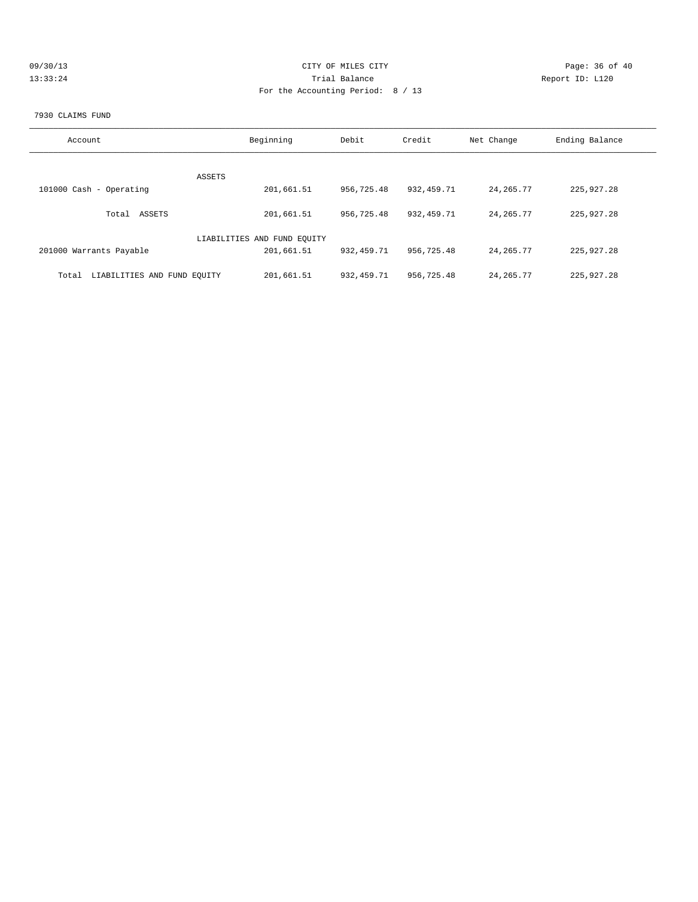09/30/13 CITY OF MILES CITY

13:33:24 Trial Balance Report ID: L120

For the Accounting Period: 8 / 13

7930 CLAIMS FUND

| Account | Beginning | Debit | Credit | Net Change | Ending Balance |
|---|---|---|---|---|---|
| ASSETS | | | | | |
| 101000 Cash - Operating | 201,661.51 | 956,725.48 | 932,459.71 | 24,265.77 | 225,927.28 |
| Total ASSETS | 201,661.51 | 956,725.48 | 932,459.71 | 24,265.77 | 225,927.28 |
| LIABILITIES AND FUND EQUITY | | | | | |
| 201000 Warrants Payable | 201,661.51 | 932,459.71 | 956,725.48 | 24,265.77 | 225,927.28 |
| Total LIABILITIES AND FUND EQUITY | 201,661.51 | 932,459.71 | 956,725.48 | 24,265.77 | 225,927.28 |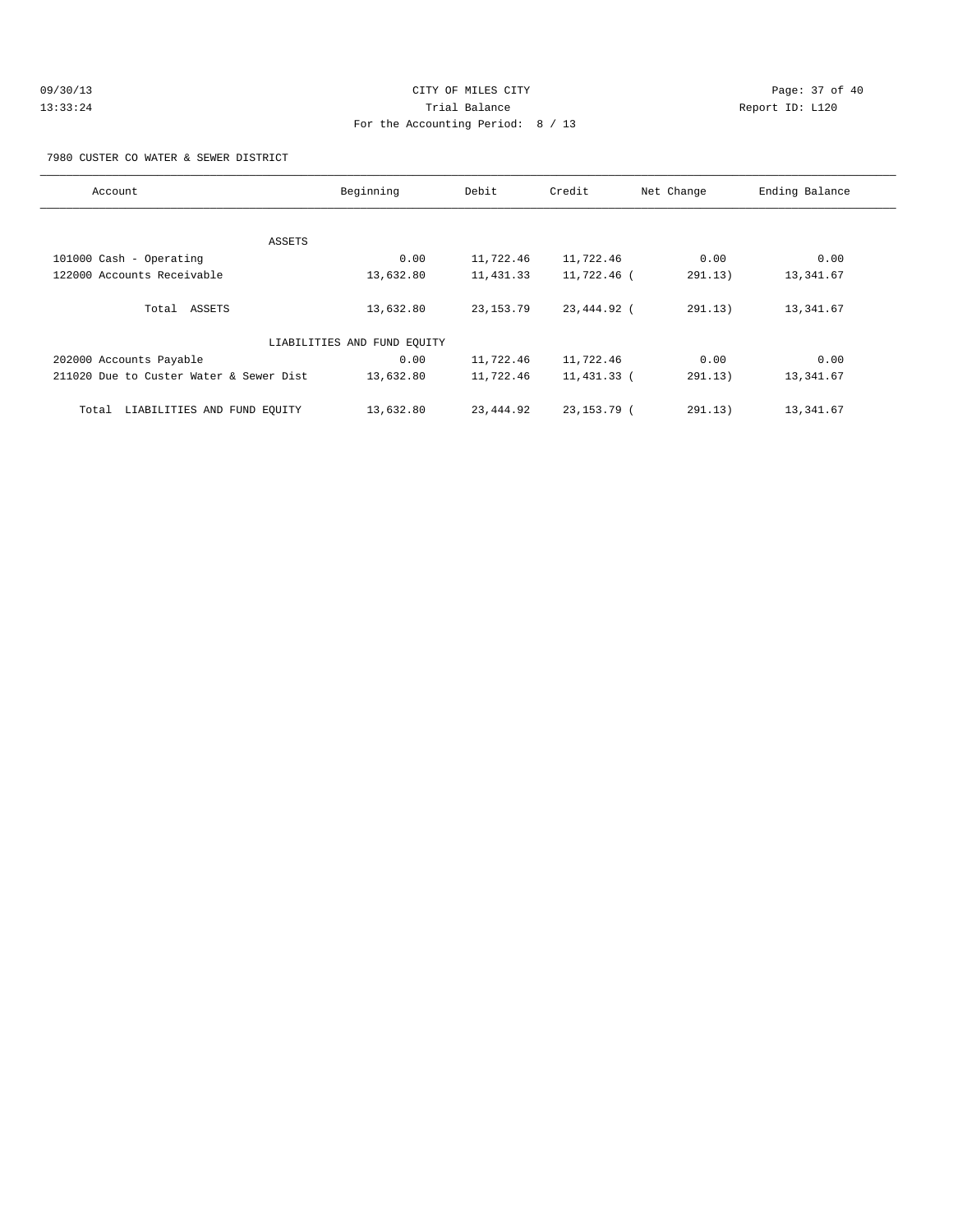09/30/13 CITY OF MILES CITY
13:33:24 Trial Balance Report ID: L120
For the Accounting Period: 8 / 13

7980 CUSTER CO WATER & SEWER DISTRICT

| Account | Beginning | Debit | Credit | Net Change | Ending Balance |
|---|---|---|---|---|---|
| ASSETS | | | | | |
| 101000 Cash - Operating | 0.00 | 11,722.46 | 11,722.46 | 0.00 | 0.00 |
| 122000 Accounts Receivable | 13,632.80 | 11,431.33 | 11,722.46 | ( 291.13) | 13,341.67 |
| Total ASSETS | 13,632.80 | 23,153.79 | 23,444.92 | ( 291.13) | 13,341.67 |
| LIABILITIES AND FUND EQUITY | | | | | |
| 202000 Accounts Payable | 0.00 | 11,722.46 | 11,722.46 | 0.00 | 0.00 |
| 211020 Due to Custer Water & Sewer Dist | 13,632.80 | 11,722.46 | 11,431.33 | ( 291.13) | 13,341.67 |
| Total LIABILITIES AND FUND EQUITY | 13,632.80 | 23,444.92 | 23,153.79 | ( 291.13) | 13,341.67 |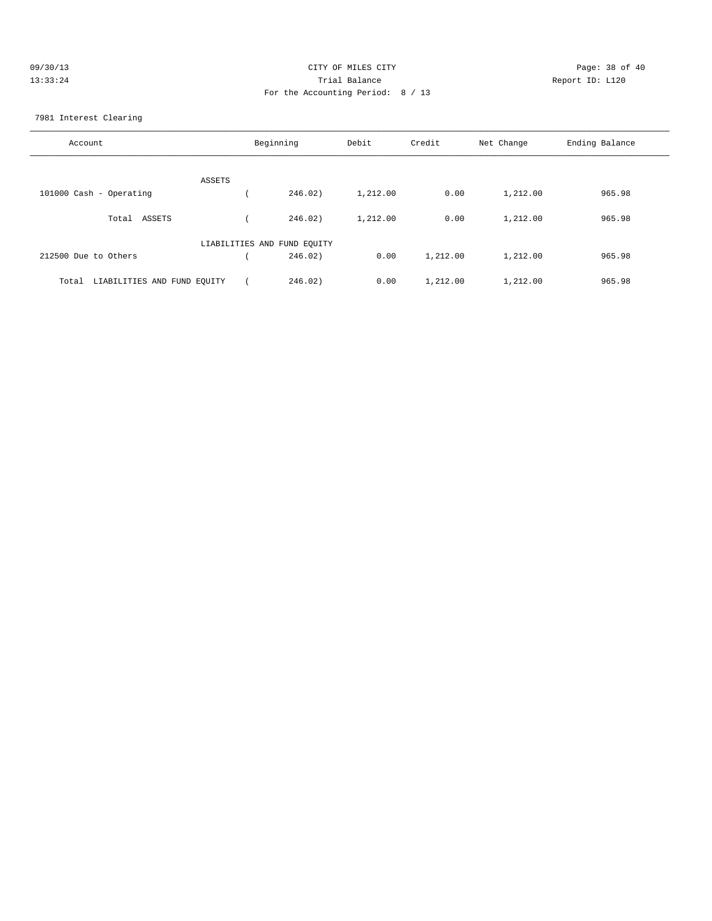CITY OF MILES CITY

Trial Balance

For the Accounting Period: 8 / 13

7981 Interest Clearing

| Account | Beginning | Debit | Credit | Net Change | Ending Balance |
|---|---|---|---|---|---|
| ASSETS | | | | | |
| 101000 Cash - Operating | ( 246.02) | 1,212.00 | 0.00 | 1,212.00 | 965.98 |
| Total ASSETS | ( 246.02) | 1,212.00 | 0.00 | 1,212.00 | 965.98 |
| LIABILITIES AND FUND EQUITY | | | | | |
| 212500 Due to Others | ( 246.02) | 0.00 | 1,212.00 | 1,212.00 | 965.98 |
| Total LIABILITIES AND FUND EQUITY | ( 246.02) | 0.00 | 1,212.00 | 1,212.00 | 965.98 |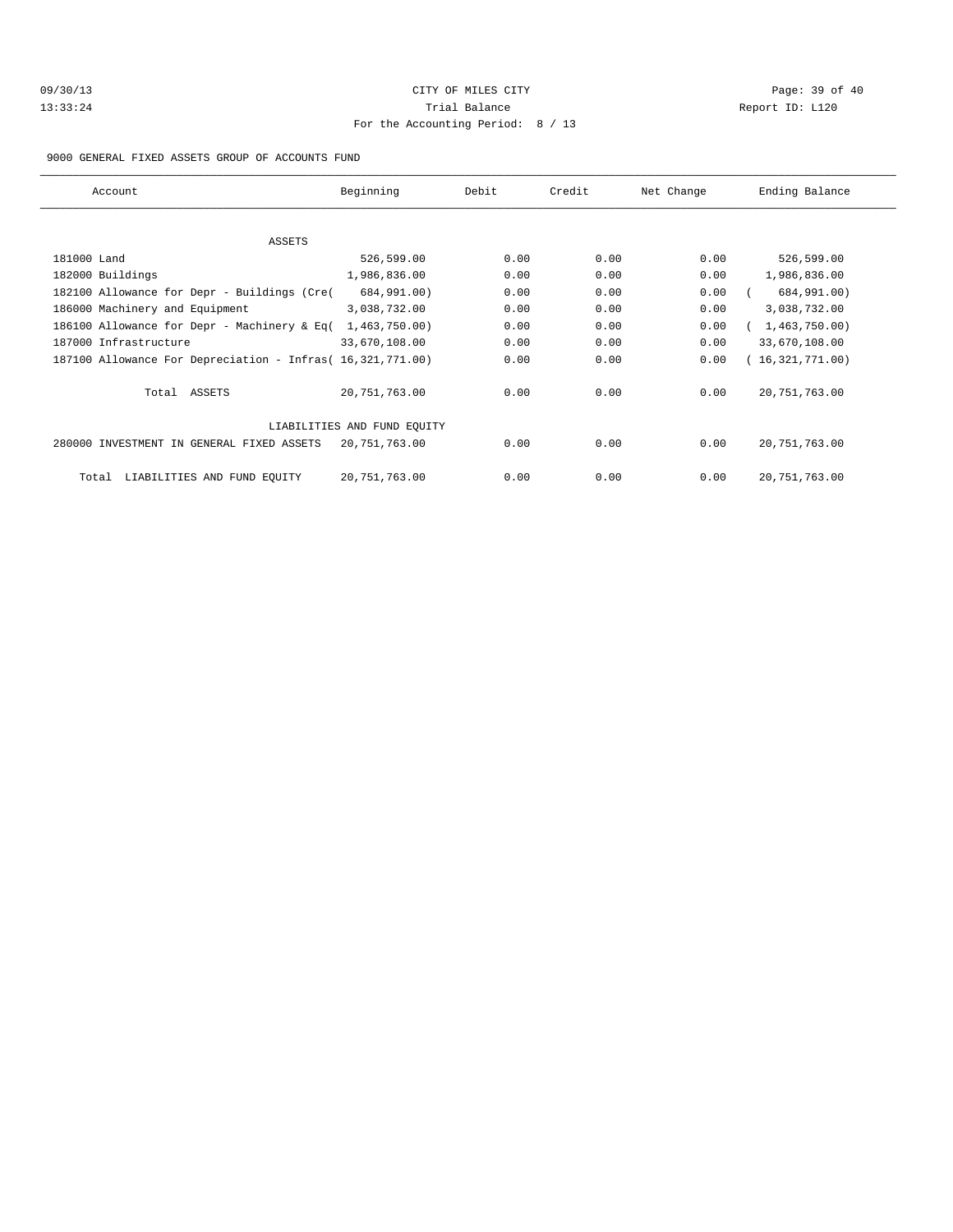CITY OF MILES CITY
Trial Balance
For the Accounting Period: 8 / 13

09/30/13
13:33:24

Report ID: L120

9000 GENERAL FIXED ASSETS GROUP OF ACCOUNTS FUND

| Account | Beginning | Debit | Credit | Net Change | Ending Balance |
|---|---|---|---|---|---|
| ASSETS | | | | | |
| 181000 Land | 526,599.00 | 0.00 | 0.00 | 0.00 | 526,599.00 |
| 182000 Buildings | 1,986,836.00 | 0.00 | 0.00 | 0.00 | 1,986,836.00 |
| 182100 Allowance for Depr - Buildings (Cre( | 684,991.00) | 0.00 | 0.00 | 0.00 | ( 684,991.00) |
| 186000 Machinery and Equipment | 3,038,732.00 | 0.00 | 0.00 | 0.00 | 3,038,732.00 |
| 186100 Allowance for Depr - Machinery & Eq( | 1,463,750.00) | 0.00 | 0.00 | 0.00 | ( 1,463,750.00) |
| 187000 Infrastructure | 33,670,108.00 | 0.00 | 0.00 | 0.00 | 33,670,108.00 |
| 187100 Allowance For Depreciation - Infras( | 16,321,771.00) | 0.00 | 0.00 | 0.00 | ( 16,321,771.00) |
| Total ASSETS | 20,751,763.00 | 0.00 | 0.00 | 0.00 | 20,751,763.00 |
| LIABILITIES AND FUND EQUITY | | | | | |
| 280000 INVESTMENT IN GENERAL FIXED ASSETS | 20,751,763.00 | 0.00 | 0.00 | 0.00 | 20,751,763.00 |
| Total LIABILITIES AND FUND EQUITY | 20,751,763.00 | 0.00 | 0.00 | 0.00 | 20,751,763.00 |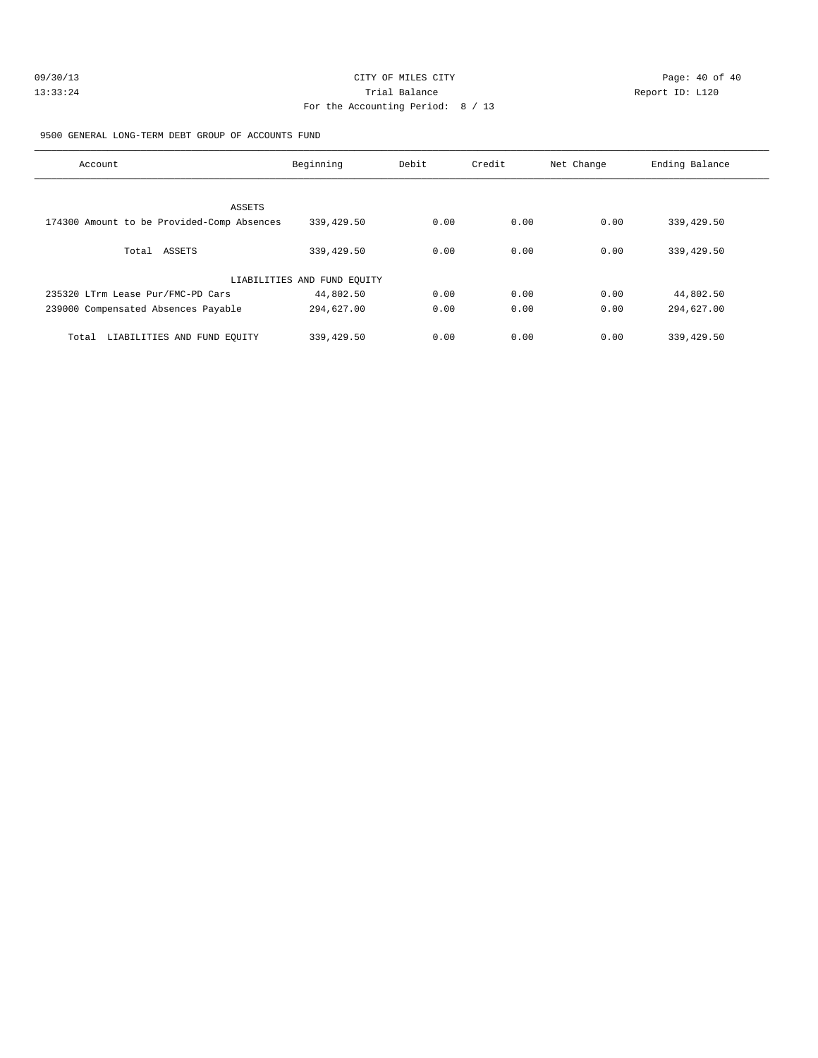09/30/13 CITY OF MILES CITY
13:33:24 Trial Balance Report ID: L120
For the Accounting Period: 8 / 13

9500 GENERAL LONG-TERM DEBT GROUP OF ACCOUNTS FUND

| Account | Beginning | Debit | Credit | Net Change | Ending Balance |
|---|---|---|---|---|---|
| ASSETS | | | | | |
| 174300 Amount to be Provided-Comp Absences | 339,429.50 | 0.00 | 0.00 | 0.00 | 339,429.50 |
| Total ASSETS | 339,429.50 | 0.00 | 0.00 | 0.00 | 339,429.50 |
| LIABILITIES AND FUND EQUITY | | | | | |
| 235320 LTrm Lease Pur/FMC-PD Cars | 44,802.50 | 0.00 | 0.00 | 0.00 | 44,802.50 |
| 239000 Compensated Absences Payable | 294,627.00 | 0.00 | 0.00 | 0.00 | 294,627.00 |
| Total LIABILITIES AND FUND EQUITY | 339,429.50 | 0.00 | 0.00 | 0.00 | 339,429.50 |